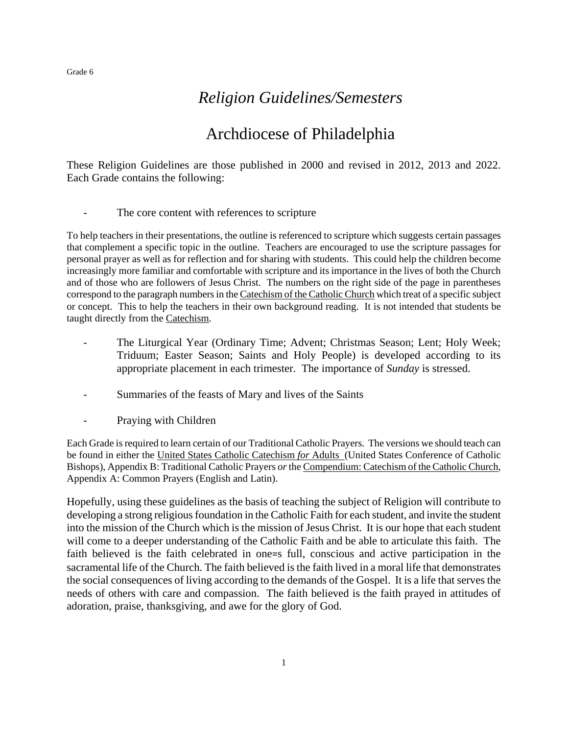Grade 6

# *Religion Guidelines/Semesters*

# Archdiocese of Philadelphia

These Religion Guidelines are those published in 2000 and revised in 2012, 2013 and 2022. Each Grade contains the following:

- The core content with references to scripture

To help teachers in their presentations, the outline is referenced to scripture which suggests certain passages that complement a specific topic in the outline. Teachers are encouraged to use the scripture passages for personal prayer as well as for reflection and for sharing with students. This could help the children become increasingly more familiar and comfortable with scripture and its importance in the lives of both the Church and of those who are followers of Jesus Christ. The numbers on the right side of the page in parentheses correspond to the paragraph numbers in the Catechism of the Catholic Church which treat of a specific subject or concept. This to help the teachers in their own background reading. It is not intended that students be taught directly from the Catechism.

- The Liturgical Year (Ordinary Time; Advent; Christmas Season; Lent; Holy Week; Triduum; Easter Season; Saints and Holy People) is developed according to its appropriate placement in each trimester. The importance of *Sunday* is stressed.

- Summaries of the feasts of Mary and lives of the Saints

- Praying with Children

Each Grade is required to learn certain of our Traditional Catholic Prayers. The versions we should teach can be found in either the United States Catholic Catechism *for* Adults (United States Conference of Catholic Bishops), Appendix B: Traditional Catholic Prayers *or* the Compendium: Catechism of the Catholic Church, Appendix A: Common Prayers (English and Latin).

Hopefully, using these guidelines as the basis of teaching the subject of Religion will contribute to developing a strong religious foundation in the Catholic Faith for each student, and invite the student into the mission of the Church which is the mission of Jesus Christ. It is our hope that each student will come to a deeper understanding of the Catholic Faith and be able to articulate this faith. The faith believed is the faith celebrated in one=s full, conscious and active participation in the sacramental life of the Church. The faith believed is the faith lived in a moral life that demonstrates the social consequences of living according to the demands of the Gospel. It is a life that serves the needs of others with care and compassion. The faith believed is the faith prayed in attitudes of adoration, praise, thanksgiving, and awe for the glory of God.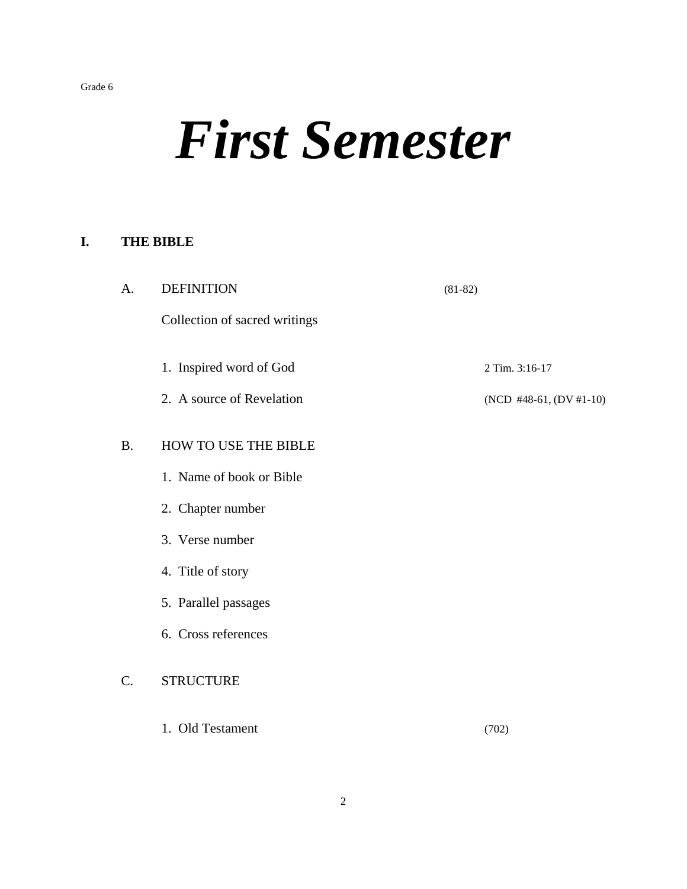Grade 6

# *First Semester*

## I. THE BIBLE

### A. DEFINITION (81-82)

Collection of sacred writings

1. Inspired word of God — 2 Tim. 3:16-17
2. A source of Revelation — (NCD #48-61, (DV #1-10)

### B. HOW TO USE THE BIBLE

1. Name of book or Bible
2. Chapter number
3. Verse number
4. Title of story
5. Parallel passages
6. Cross references

### C. STRUCTURE

1. Old Testament — (702)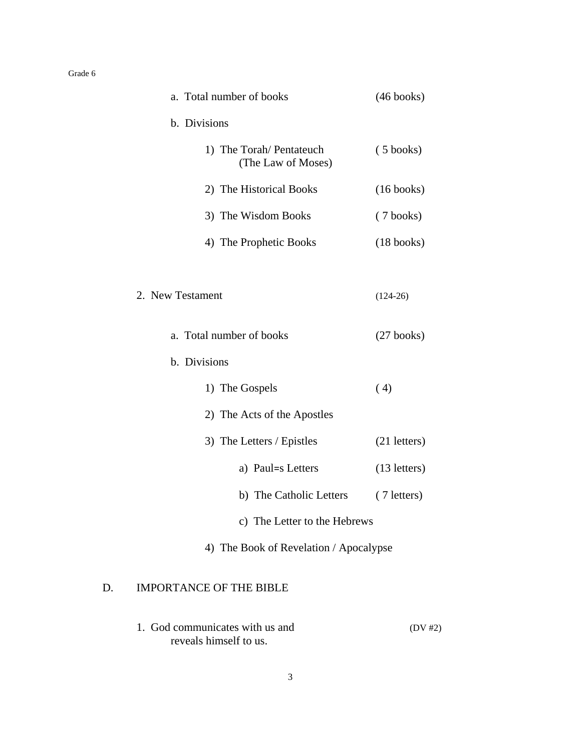a. Total number of books (46 books)

b. Divisions

1) The Torah/ Pentateuch (The Law of Moses) ( 5 books)

2) The Historical Books (16 books)

3) The Wisdom Books ( 7 books)

4) The Prophetic Books (18 books)

2. New Testament (124-26)

a. Total number of books (27 books)

b. Divisions

1) The Gospels ( 4)

2) The Acts of the Apostles

3) The Letters / Epistles (21 letters)

a) Paul=s Letters (13 letters)

b) The Catholic Letters ( 7 letters)

c) The Letter to the Hebrews

4) The Book of Revelation / Apocalypse

D. IMPORTANCE OF THE BIBLE

1. God communicates with us and reveals himself to us. (DV #2)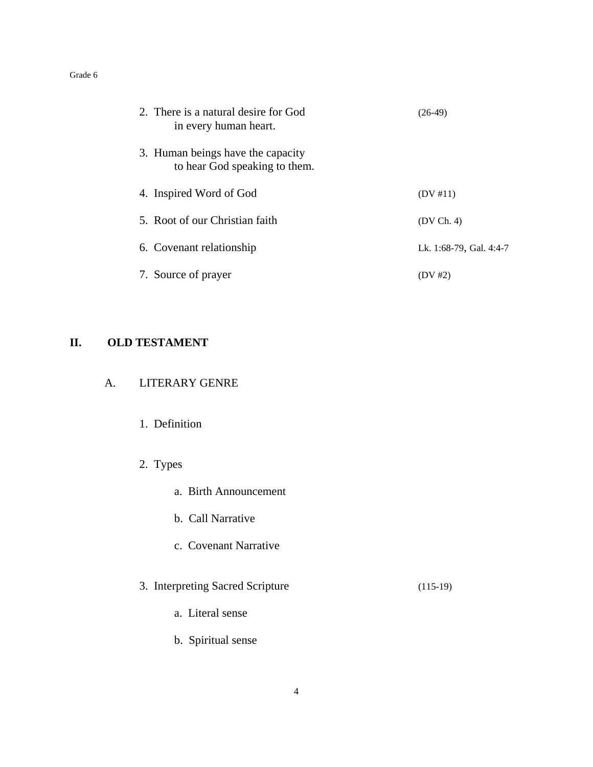2. There is a natural desire for God in every human heart. (26-49)

3. Human beings have the capacity to hear God speaking to them.

4. Inspired Word of God (DV #11)

5. Root of our Christian faith (DV Ch. 4)

6. Covenant relationship Lk. 1:68-79, Gal. 4:4-7

7. Source of prayer (DV #2)

## II. OLD TESTAMENT

### A. LITERARY GENRE

1. Definition

2. Types

   a. Birth Announcement

   b. Call Narrative

   c. Covenant Narrative

3. Interpreting Sacred Scripture (115-19)

   a. Literal sense

   b. Spiritual sense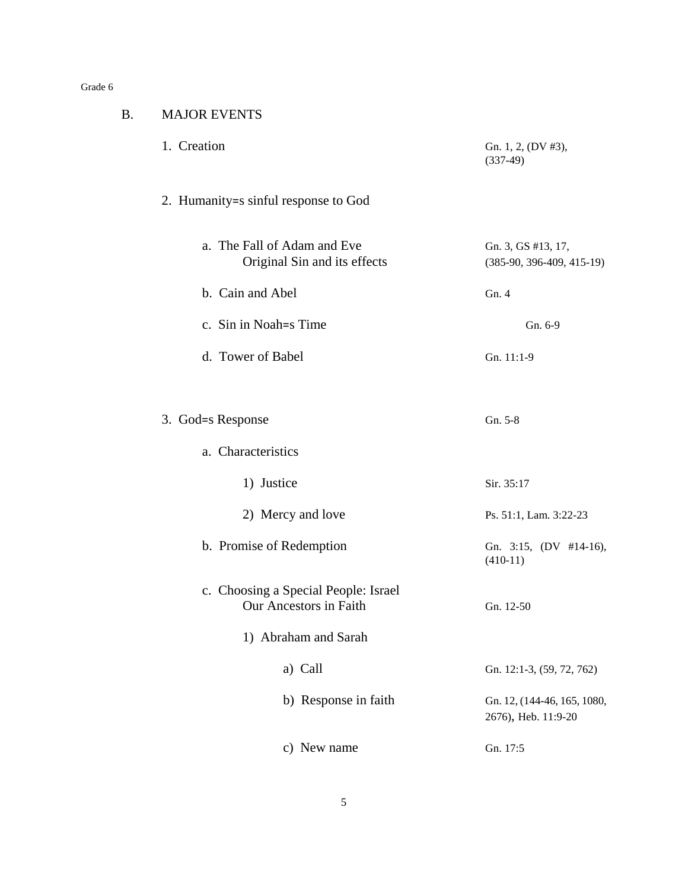Grade 6

## B. MAJOR EVENTS

| | |
|---|---|
| 1. Creation | Gn. 1, 2, (DV #3), (337-49) |
| 2. Humanity=s sinful response to God | |
| a. The Fall of Adam and Eve<br>Original Sin and its effects | Gn. 3, GS #13, 17,<br>(385-90, 396-409, 415-19) |
| b. Cain and Abel | Gn. 4 |
| c. Sin in Noah=s Time | Gn. 6-9 |
| d. Tower of Babel | Gn. 11:1-9 |
| 3. God=s Response | Gn. 5-8 |
| a. Characteristics | |
| 1) Justice | Sir. 35:17 |
| 2) Mercy and love | Ps. 51:1, Lam. 3:22-23 |
| b. Promise of Redemption | Gn. 3:15, (DV #14-16), (410-11) |
| c. Choosing a Special People: Israel<br>Our Ancestors in Faith | Gn. 12-50 |
| 1) Abraham and Sarah | |
| a) Call | Gn. 12:1-3, (59, 72, 762) |
| b) Response in faith | Gn. 12, (144-46, 165, 1080, 2676), Heb. 11:9-20 |
| c) New name | Gn. 17:5 |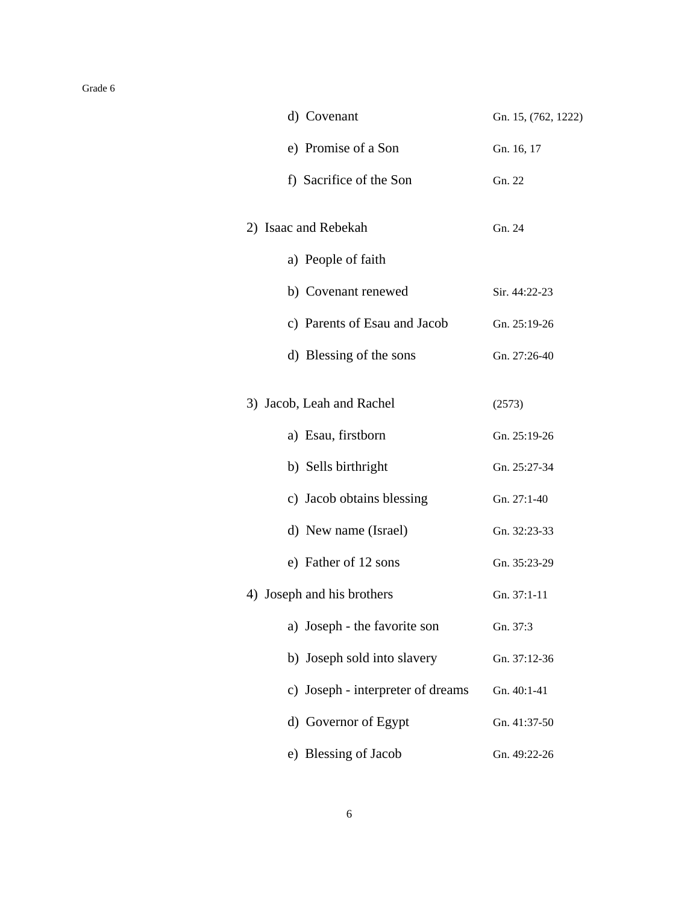| | |
|---|---|
| d) Covenant | Gn. 15, (762, 1222) |
| e) Promise of a Son | Gn. 16, 17 |
| f) Sacrifice of the Son | Gn. 22 |
| 2) Isaac and Rebekah | Gn. 24 |
| a) People of faith | |
| b) Covenant renewed | Sir. 44:22-23 |
| c) Parents of Esau and Jacob | Gn. 25:19-26 |
| d) Blessing of the sons | Gn. 27:26-40 |
| 3) Jacob, Leah and Rachel | (2573) |
| a) Esau, firstborn | Gn. 25:19-26 |
| b) Sells birthright | Gn. 25:27-34 |
| c) Jacob obtains blessing | Gn. 27:1-40 |
| d) New name (Israel) | Gn. 32:23-33 |
| e) Father of 12 sons | Gn. 35:23-29 |
| 4) Joseph and his brothers | Gn. 37:1-11 |
| a) Joseph - the favorite son | Gn. 37:3 |
| b) Joseph sold into slavery | Gn. 37:12-36 |
| c) Joseph - interpreter of dreams | Gn. 40:1-41 |
| d) Governor of Egypt | Gn. 41:37-50 |
| e) Blessing of Jacob | Gn. 49:22-26 |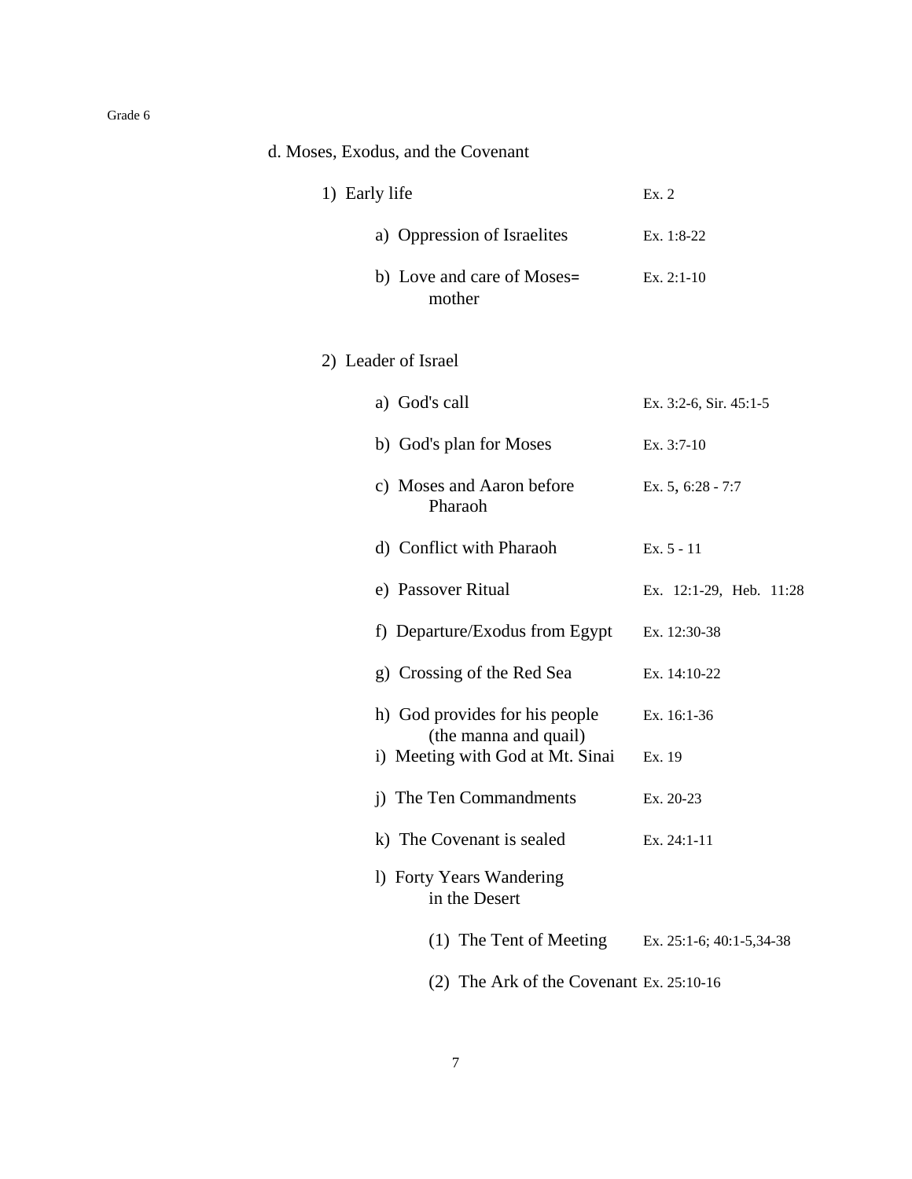Grade 6

d. Moses, Exodus, and the Covenant

| | |
|---|---|
| 1) Early life | Ex. 2 |
| a) Oppression of Israelites | Ex. 1:8-22 |
| b) Love and care of Moses= mother | Ex. 2:1-10 |
| 2) Leader of Israel | |
| a) God's call | Ex. 3:2-6, Sir. 45:1-5 |
| b) God's plan for Moses | Ex. 3:7-10 |
| c) Moses and Aaron before Pharaoh | Ex. 5, 6:28 - 7:7 |
| d) Conflict with Pharaoh | Ex. 5 - 11 |
| e) Passover Ritual | Ex. 12:1-29, Heb. 11:28 |
| f) Departure/Exodus from Egypt | Ex. 12:30-38 |
| g) Crossing of the Red Sea | Ex. 14:10-22 |
| h) God provides for his people (the manna and quail) | Ex. 16:1-36 |
| i) Meeting with God at Mt. Sinai | Ex. 19 |
| j) The Ten Commandments | Ex. 20-23 |
| k) The Covenant is sealed | Ex. 24:1-11 |
| l) Forty Years Wandering in the Desert | |
| (1) The Tent of Meeting | Ex. 25:1-6; 40:1-5,34-38 |
| (2) The Ark of the Covenant | Ex. 25:10-16 |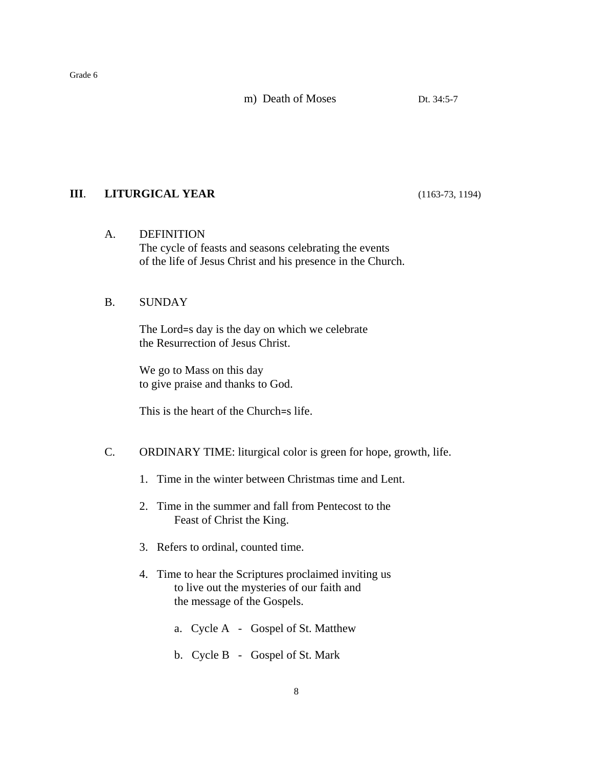m) Death of Moses Dt. 34:5-7

## III. LITURGICAL YEAR (1163-73, 1194)

A. DEFINITION
The cycle of feasts and seasons celebrating the events of the life of Jesus Christ and his presence in the Church.

B. SUNDAY

The Lord=s day is the day on which we celebrate the Resurrection of Jesus Christ.

We go to Mass on this day to give praise and thanks to God.

This is the heart of the Church=s life.

C. ORDINARY TIME: liturgical color is green for hope, growth, life.

1. Time in the winter between Christmas time and Lent.
2. Time in the summer and fall from Pentecost to the Feast of Christ the King.
3. Refers to ordinal, counted time.
4. Time to hear the Scriptures proclaimed inviting us to live out the mysteries of our faith and the message of the Gospels.

   a. Cycle A - Gospel of St. Matthew

   b. Cycle B - Gospel of St. Mark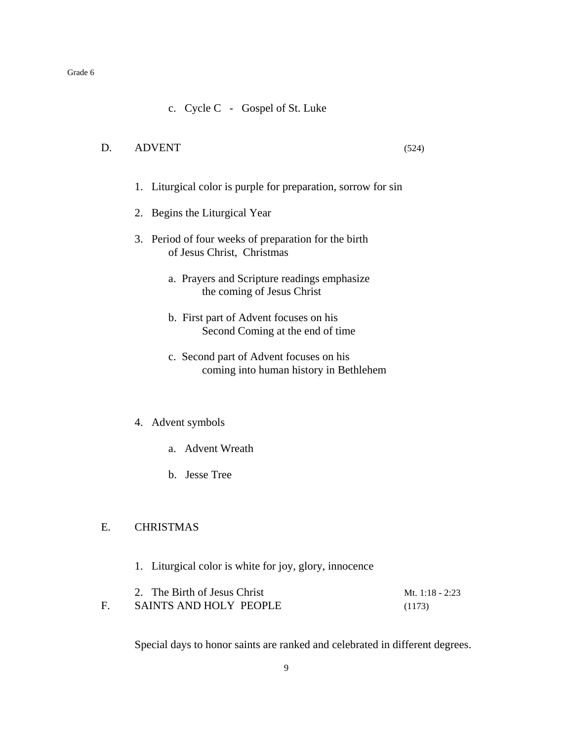c. Cycle C - Gospel of St. Luke

## D. ADVENT (524)

1. Liturgical color is purple for preparation, sorrow for sin
2. Begins the Liturgical Year
3. Period of four weeks of preparation for the birth of Jesus Christ, Christmas
   - a. Prayers and Scripture readings emphasize the coming of Jesus Christ
   - b. First part of Advent focuses on his Second Coming at the end of time
   - c. Second part of Advent focuses on his coming into human history in Bethlehem
4. Advent symbols
   - a. Advent Wreath
   - b. Jesse Tree

## E. CHRISTMAS

1. Liturgical color is white for joy, glory, innocence
2. The Birth of Jesus Christ Mt. 1:18 - 2:23

## F. SAINTS AND HOLY PEOPLE (1173)

Special days to honor saints are ranked and celebrated in different degrees.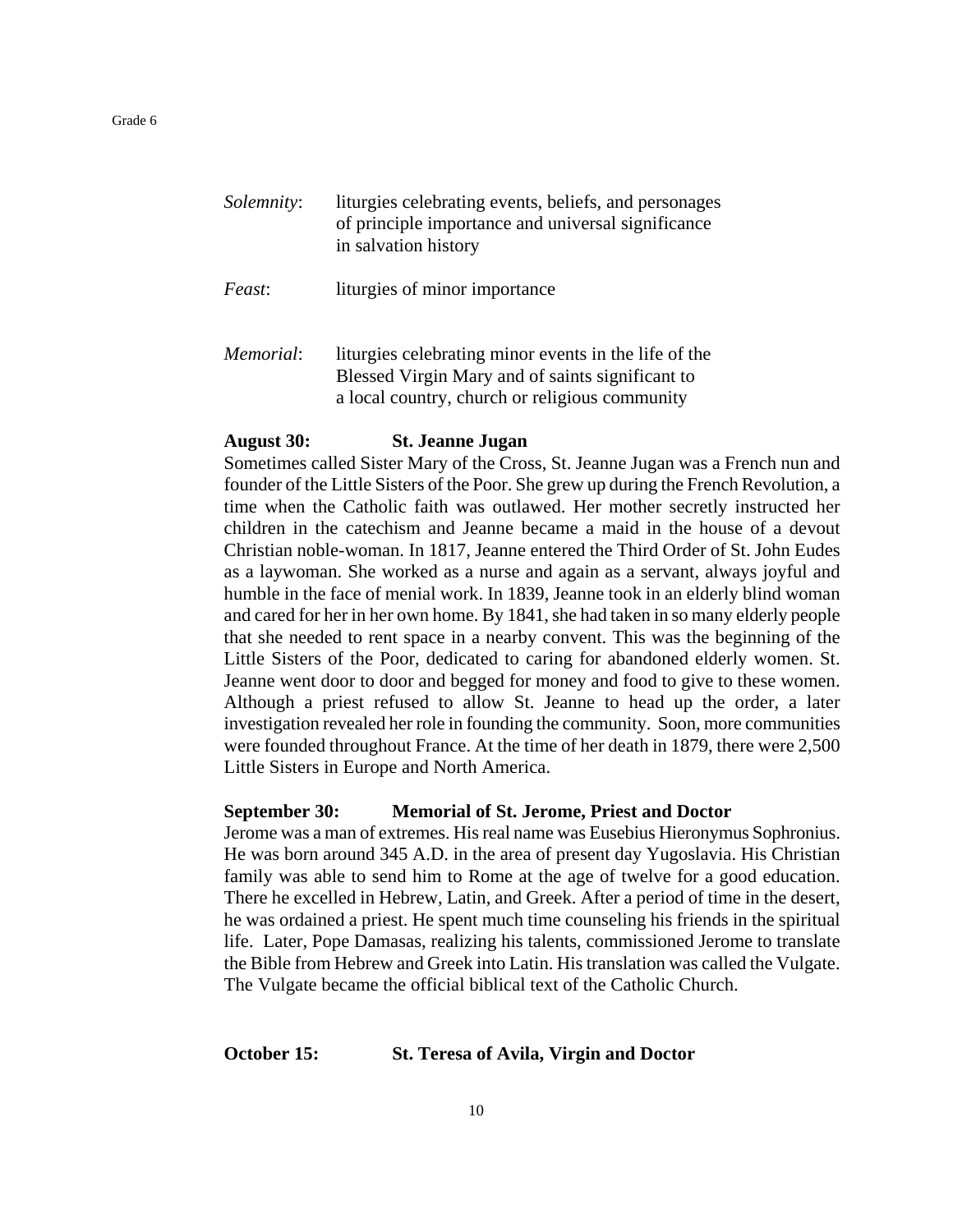*Solemnity*: liturgies celebrating events, beliefs, and personages of principle importance and universal significance in salvation history

*Feast*: liturgies of minor importance

*Memorial*: liturgies celebrating minor events in the life of the Blessed Virgin Mary and of saints significant to a local country, church or religious community

**August 30: St. Jeanne Jugan**

Sometimes called Sister Mary of the Cross, St. Jeanne Jugan was a French nun and founder of the Little Sisters of the Poor. She grew up during the French Revolution, a time when the Catholic faith was outlawed. Her mother secretly instructed her children in the catechism and Jeanne became a maid in the house of a devout Christian noble-woman. In 1817, Jeanne entered the Third Order of St. John Eudes as a laywoman. She worked as a nurse and again as a servant, always joyful and humble in the face of menial work. In 1839, Jeanne took in an elderly blind woman and cared for her in her own home. By 1841, she had taken in so many elderly people that she needed to rent space in a nearby convent. This was the beginning of the Little Sisters of the Poor, dedicated to caring for abandoned elderly women. St. Jeanne went door to door and begged for money and food to give to these women. Although a priest refused to allow St. Jeanne to head up the order, a later investigation revealed her role in founding the community. Soon, more communities were founded throughout France. At the time of her death in 1879, there were 2,500 Little Sisters in Europe and North America.

**September 30: Memorial of St. Jerome, Priest and Doctor**

Jerome was a man of extremes. His real name was Eusebius Hieronymus Sophronius. He was born around 345 A.D. in the area of present day Yugoslavia. His Christian family was able to send him to Rome at the age of twelve for a good education. There he excelled in Hebrew, Latin, and Greek. After a period of time in the desert, he was ordained a priest. He spent much time counseling his friends in the spiritual life. Later, Pope Damasas, realizing his talents, commissioned Jerome to translate the Bible from Hebrew and Greek into Latin. His translation was called the Vulgate. The Vulgate became the official biblical text of the Catholic Church.

**October 15: St. Teresa of Avila, Virgin and Doctor**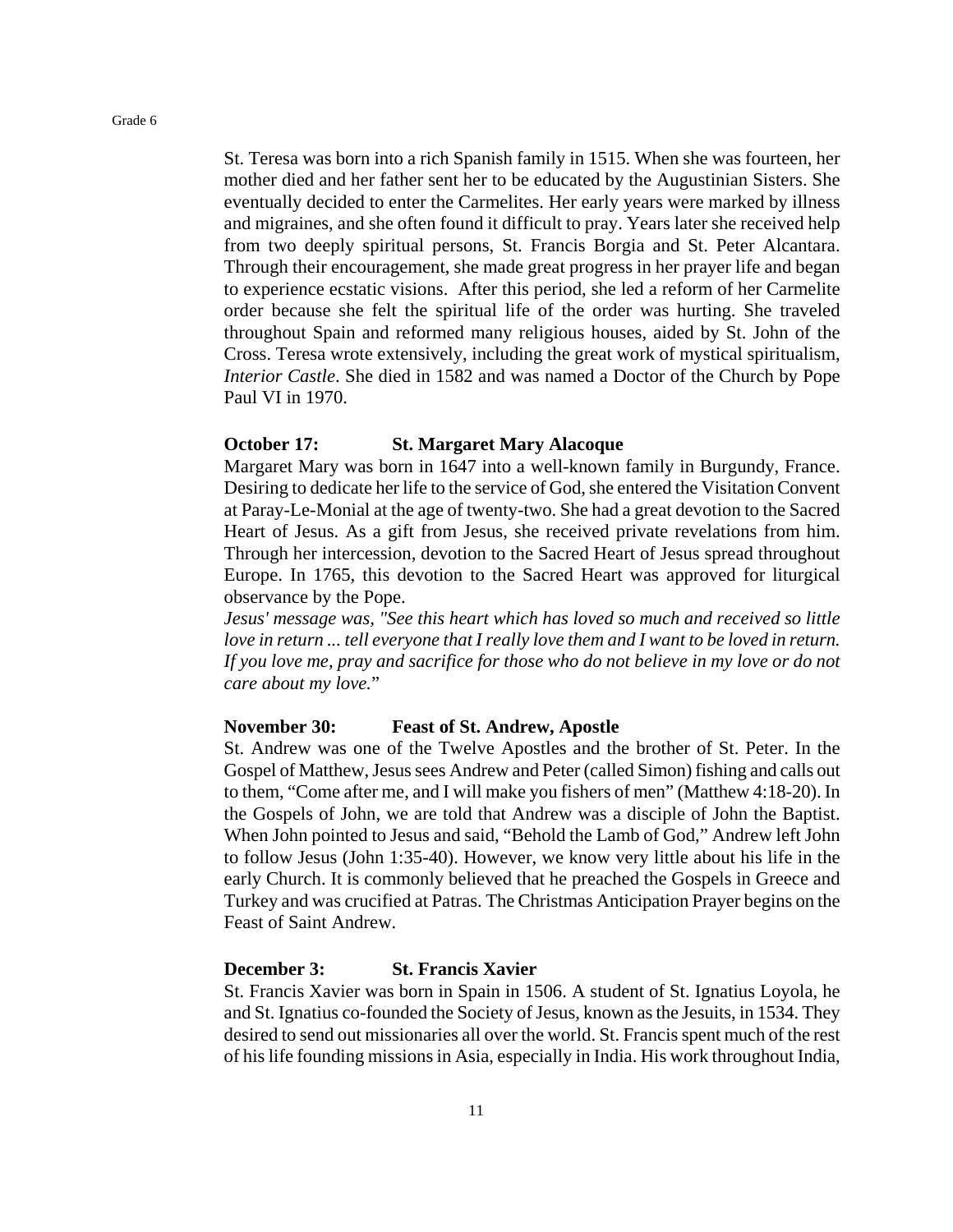St. Teresa was born into a rich Spanish family in 1515. When she was fourteen, her mother died and her father sent her to be educated by the Augustinian Sisters. She eventually decided to enter the Carmelites. Her early years were marked by illness and migraines, and she often found it difficult to pray. Years later she received help from two deeply spiritual persons, St. Francis Borgia and St. Peter Alcantara. Through their encouragement, she made great progress in her prayer life and began to experience ecstatic visions. After this period, she led a reform of her Carmelite order because she felt the spiritual life of the order was hurting. She traveled throughout Spain and reformed many religious houses, aided by St. John of the Cross. Teresa wrote extensively, including the great work of mystical spiritualism, *Interior Castle*. She died in 1582 and was named a Doctor of the Church by Pope Paul VI in 1970.

**October 17: St. Margaret Mary Alacoque**

Margaret Mary was born in 1647 into a well-known family in Burgundy, France. Desiring to dedicate her life to the service of God, she entered the Visitation Convent at Paray-Le-Monial at the age of twenty-two. She had a great devotion to the Sacred Heart of Jesus. As a gift from Jesus, she received private revelations from him. Through her intercession, devotion to the Sacred Heart of Jesus spread throughout Europe. In 1765, this devotion to the Sacred Heart was approved for liturgical observance by the Pope.

*Jesus' message was, "See this heart which has loved so much and received so little love in return ... tell everyone that I really love them and I want to be loved in return. If you love me, pray and sacrifice for those who do not believe in my love or do not care about my love.*"

**November 30: Feast of St. Andrew, Apostle**

St. Andrew was one of the Twelve Apostles and the brother of St. Peter. In the Gospel of Matthew, Jesus sees Andrew and Peter (called Simon) fishing and calls out to them, "Come after me, and I will make you fishers of men" (Matthew 4:18-20). In the Gospels of John, we are told that Andrew was a disciple of John the Baptist. When John pointed to Jesus and said, "Behold the Lamb of God," Andrew left John to follow Jesus (John 1:35-40). However, we know very little about his life in the early Church. It is commonly believed that he preached the Gospels in Greece and Turkey and was crucified at Patras. The Christmas Anticipation Prayer begins on the Feast of Saint Andrew.

**December 3: St. Francis Xavier**

St. Francis Xavier was born in Spain in 1506. A student of St. Ignatius Loyola, he and St. Ignatius co-founded the Society of Jesus, known as the Jesuits, in 1534. They desired to send out missionaries all over the world. St. Francis spent much of the rest of his life founding missions in Asia, especially in India. His work throughout India,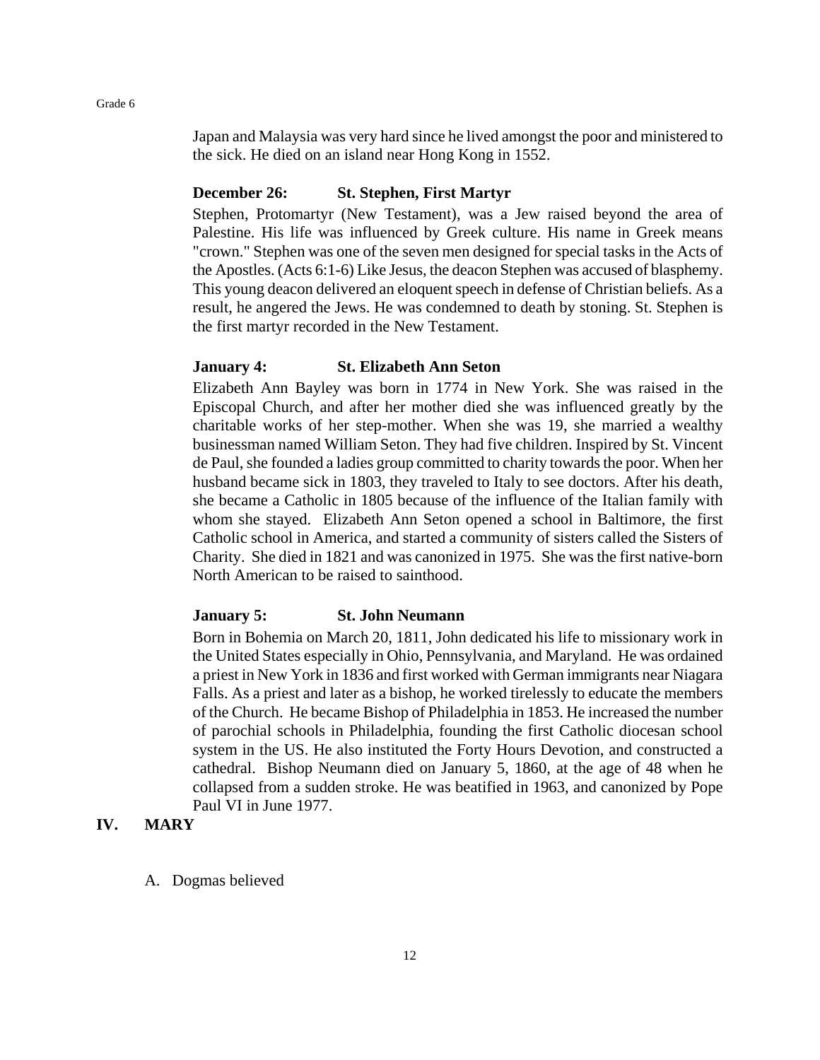Japan and Malaysia was very hard since he lived amongst the poor and ministered to the sick. He died on an island near Hong Kong in 1552.

**December 26: St. Stephen, First Martyr**

Stephen, Protomartyr (New Testament), was a Jew raised beyond the area of Palestine. His life was influenced by Greek culture. His name in Greek means "crown." Stephen was one of the seven men designed for special tasks in the Acts of the Apostles. (Acts 6:1-6) Like Jesus, the deacon Stephen was accused of blasphemy. This young deacon delivered an eloquent speech in defense of Christian beliefs. As a result, he angered the Jews. He was condemned to death by stoning. St. Stephen is the first martyr recorded in the New Testament.

**January 4: St. Elizabeth Ann Seton**

Elizabeth Ann Bayley was born in 1774 in New York. She was raised in the Episcopal Church, and after her mother died she was influenced greatly by the charitable works of her step-mother. When she was 19, she married a wealthy businessman named William Seton. They had five children. Inspired by St. Vincent de Paul, she founded a ladies group committed to charity towards the poor. When her husband became sick in 1803, they traveled to Italy to see doctors. After his death, she became a Catholic in 1805 because of the influence of the Italian family with whom she stayed. Elizabeth Ann Seton opened a school in Baltimore, the first Catholic school in America, and started a community of sisters called the Sisters of Charity. She died in 1821 and was canonized in 1975. She was the first native-born North American to be raised to sainthood.

**January 5: St. John Neumann**

Born in Bohemia on March 20, 1811, John dedicated his life to missionary work in the United States especially in Ohio, Pennsylvania, and Maryland. He was ordained a priest in New York in 1836 and first worked with German immigrants near Niagara Falls. As a priest and later as a bishop, he worked tirelessly to educate the members of the Church. He became Bishop of Philadelphia in 1853. He increased the number of parochial schools in Philadelphia, founding the first Catholic diocesan school system in the US. He also instituted the Forty Hours Devotion, and constructed a cathedral. Bishop Neumann died on January 5, 1860, at the age of 48 when he collapsed from a sudden stroke. He was beatified in 1963, and canonized by Pope Paul VI in June 1977.

## IV. MARY

A. Dogmas believed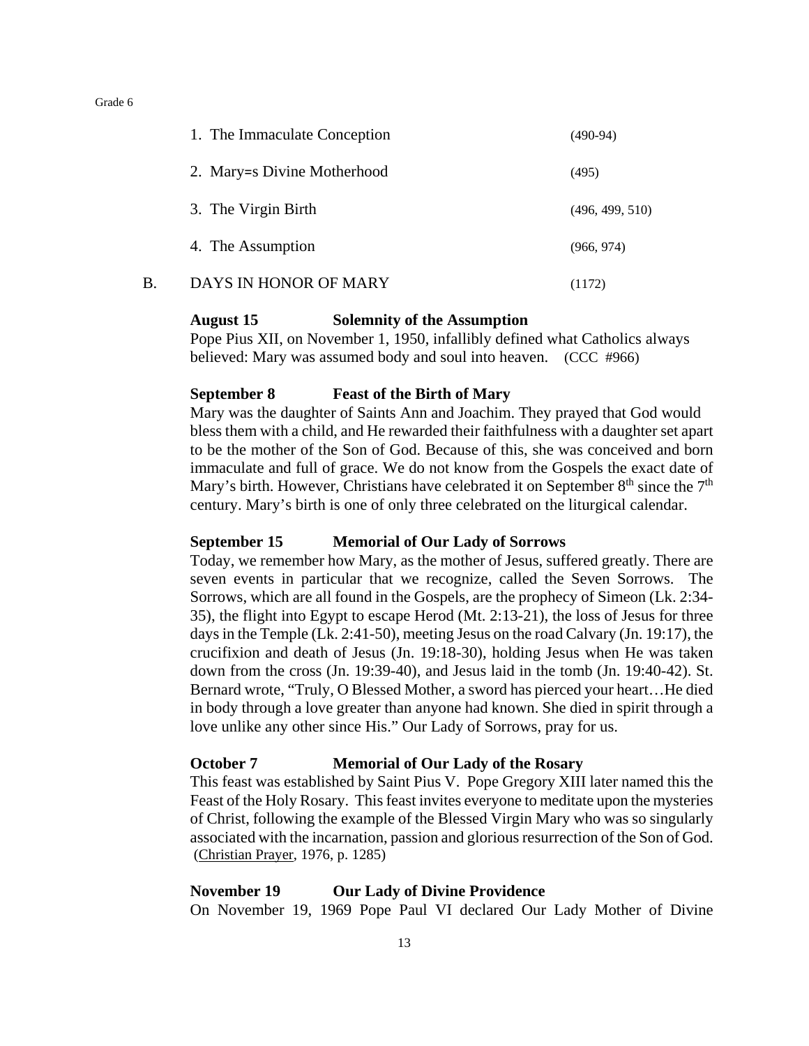1. The Immaculate Conception (490-94)

2. Mary=s Divine Motherhood (495)

3. The Virgin Birth (496, 499, 510)

4. The Assumption (966, 974)

B. DAYS IN HONOR OF MARY (1172)

**August 15 Solemnity of the Assumption**

Pope Pius XII, on November 1, 1950, infallibly defined what Catholics always believed: Mary was assumed body and soul into heaven. (CCC #966)

**September 8 Feast of the Birth of Mary**

Mary was the daughter of Saints Ann and Joachim. They prayed that God would bless them with a child, and He rewarded their faithfulness with a daughter set apart to be the mother of the Son of God. Because of this, she was conceived and born immaculate and full of grace. We do not know from the Gospels the exact date of Mary's birth. However, Christians have celebrated it on September 8th since the 7th century. Mary's birth is one of only three celebrated on the liturgical calendar.

**September 15 Memorial of Our Lady of Sorrows**

Today, we remember how Mary, as the mother of Jesus, suffered greatly. There are seven events in particular that we recognize, called the Seven Sorrows. The Sorrows, which are all found in the Gospels, are the prophecy of Simeon (Lk. 2:34-35), the flight into Egypt to escape Herod (Mt. 2:13-21), the loss of Jesus for three days in the Temple (Lk. 2:41-50), meeting Jesus on the road Calvary (Jn. 19:17), the crucifixion and death of Jesus (Jn. 19:18-30), holding Jesus when He was taken down from the cross (Jn. 19:39-40), and Jesus laid in the tomb (Jn. 19:40-42). St. Bernard wrote, "Truly, O Blessed Mother, a sword has pierced your heart…He died in body through a love greater than anyone had known. She died in spirit through a love unlike any other since His." Our Lady of Sorrows, pray for us.

**October 7 Memorial of Our Lady of the Rosary**

This feast was established by Saint Pius V. Pope Gregory XIII later named this the Feast of the Holy Rosary. This feast invites everyone to meditate upon the mysteries of Christ, following the example of the Blessed Virgin Mary who was so singularly associated with the incarnation, passion and glorious resurrection of the Son of God. (Christian Prayer, 1976, p. 1285)

**November 19 Our Lady of Divine Providence**

On November 19, 1969 Pope Paul VI declared Our Lady Mother of Divine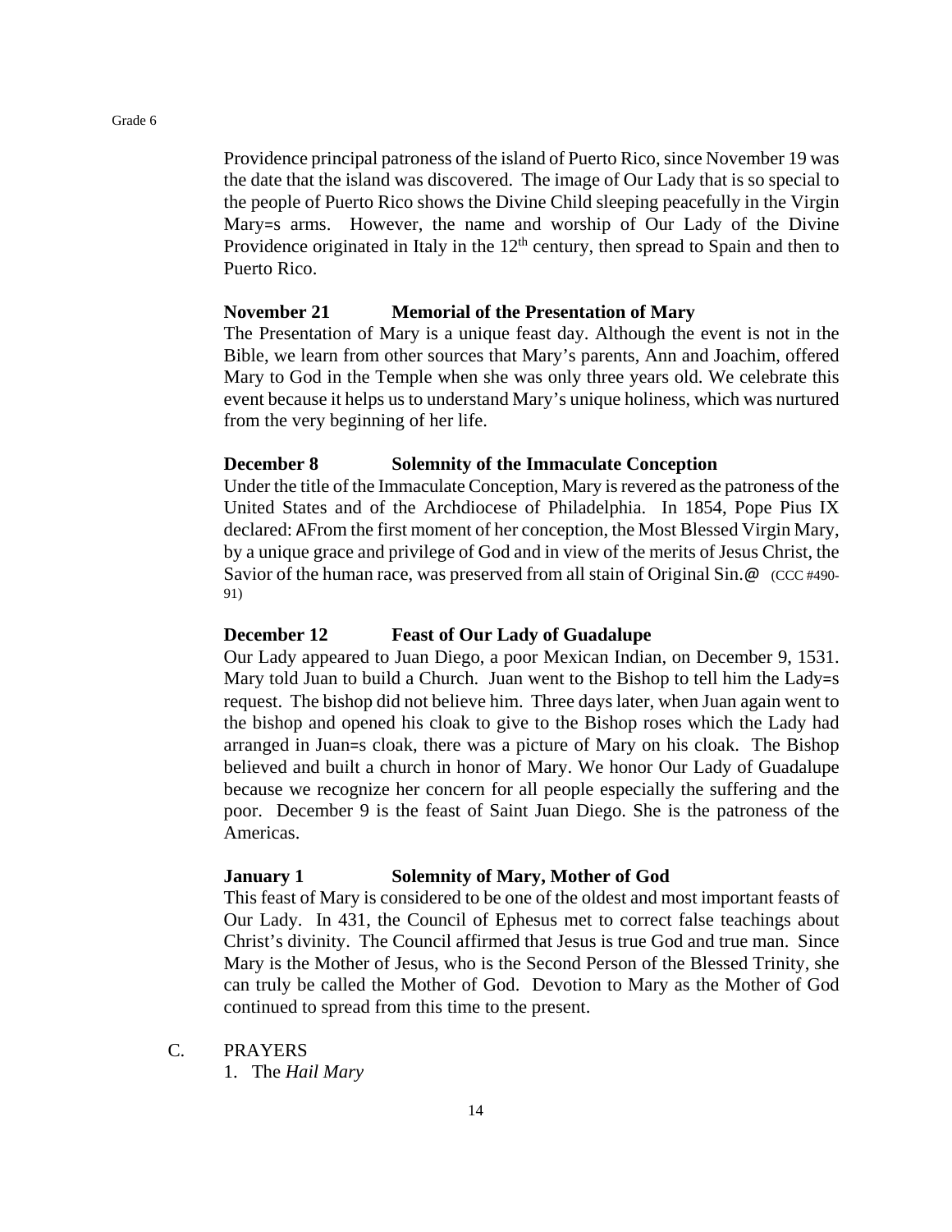Providence principal patroness of the island of Puerto Rico, since November 19 was the date that the island was discovered. The image of Our Lady that is so special to the people of Puerto Rico shows the Divine Child sleeping peacefully in the Virgin Mary=s arms. However, the name and worship of Our Lady of the Divine Providence originated in Italy in the 12th century, then spread to Spain and then to Puerto Rico.

**November 21 Memorial of the Presentation of Mary**

The Presentation of Mary is a unique feast day. Although the event is not in the Bible, we learn from other sources that Mary's parents, Ann and Joachim, offered Mary to God in the Temple when she was only three years old. We celebrate this event because it helps us to understand Mary's unique holiness, which was nurtured from the very beginning of her life.

**December 8 Solemnity of the Immaculate Conception**

Under the title of the Immaculate Conception, Mary is revered as the patroness of the United States and of the Archdiocese of Philadelphia. In 1854, Pope Pius IX declared: AFrom the first moment of her conception, the Most Blessed Virgin Mary, by a unique grace and privilege of God and in view of the merits of Jesus Christ, the Savior of the human race, was preserved from all stain of Original Sin.@ (CCC #490-91)

**December 12 Feast of Our Lady of Guadalupe**

Our Lady appeared to Juan Diego, a poor Mexican Indian, on December 9, 1531. Mary told Juan to build a Church. Juan went to the Bishop to tell him the Lady=s request. The bishop did not believe him. Three days later, when Juan again went to the bishop and opened his cloak to give to the Bishop roses which the Lady had arranged in Juan=s cloak, there was a picture of Mary on his cloak. The Bishop believed and built a church in honor of Mary. We honor Our Lady of Guadalupe because we recognize her concern for all people especially the suffering and the poor. December 9 is the feast of Saint Juan Diego. She is the patroness of the Americas.

**January 1 Solemnity of Mary, Mother of God**

This feast of Mary is considered to be one of the oldest and most important feasts of Our Lady. In 431, the Council of Ephesus met to correct false teachings about Christ's divinity. The Council affirmed that Jesus is true God and true man. Since Mary is the Mother of Jesus, who is the Second Person of the Blessed Trinity, she can truly be called the Mother of God. Devotion to Mary as the Mother of God continued to spread from this time to the present.

C. PRAYERS

1. The *Hail Mary*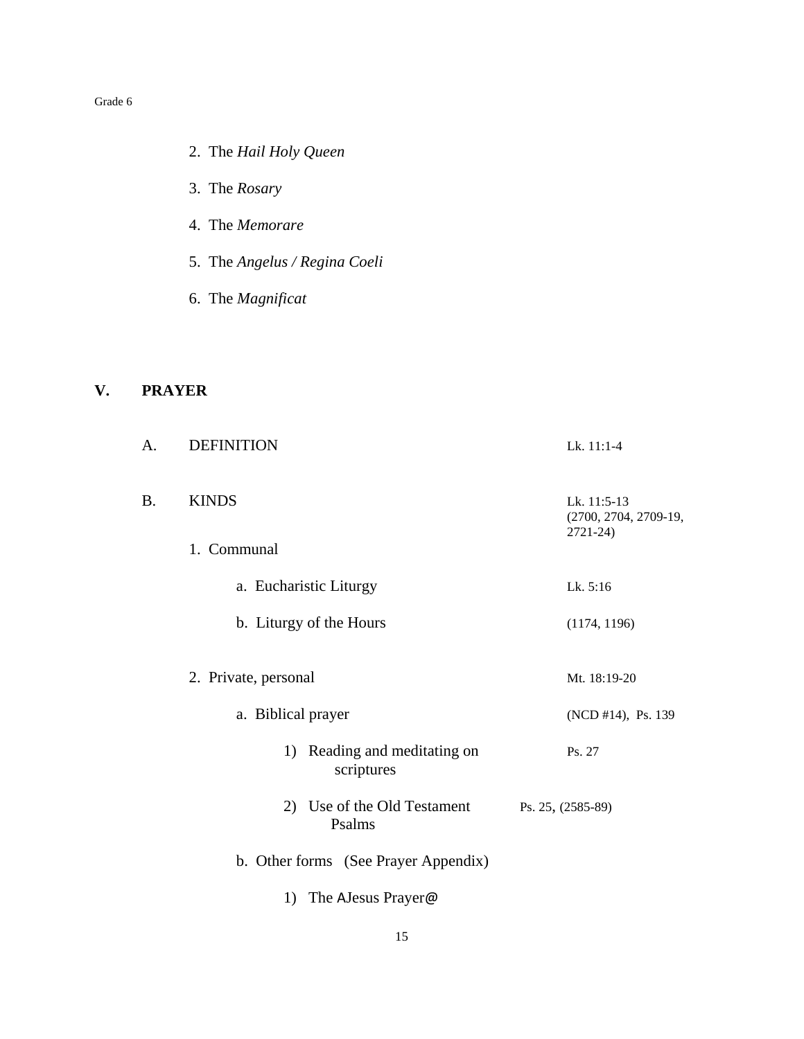2. The *Hail Holy Queen*

3. The *Rosary*

4. The *Memorare*

5. The *Angelus / Regina Coeli*

6. The *Magnificat*

## V. PRAYER

A. DEFINITION — Lk. 11:1-4

B. KINDS — Lk. 11:5-13 (2700, 2704, 2709-19, 2721-24)

1. Communal

   a. Eucharistic Liturgy — Lk. 5:16

   b. Liturgy of the Hours — (1174, 1196)

2. Private, personal — Mt. 18:19-20

   a. Biblical prayer — (NCD #14), Ps. 139

      1) Reading and meditating on scriptures — Ps. 27

      2) Use of the Old Testament Psalms — Ps. 25, (2585-89)

   b. Other forms (See Prayer Appendix)

      1) The AJesus Prayer@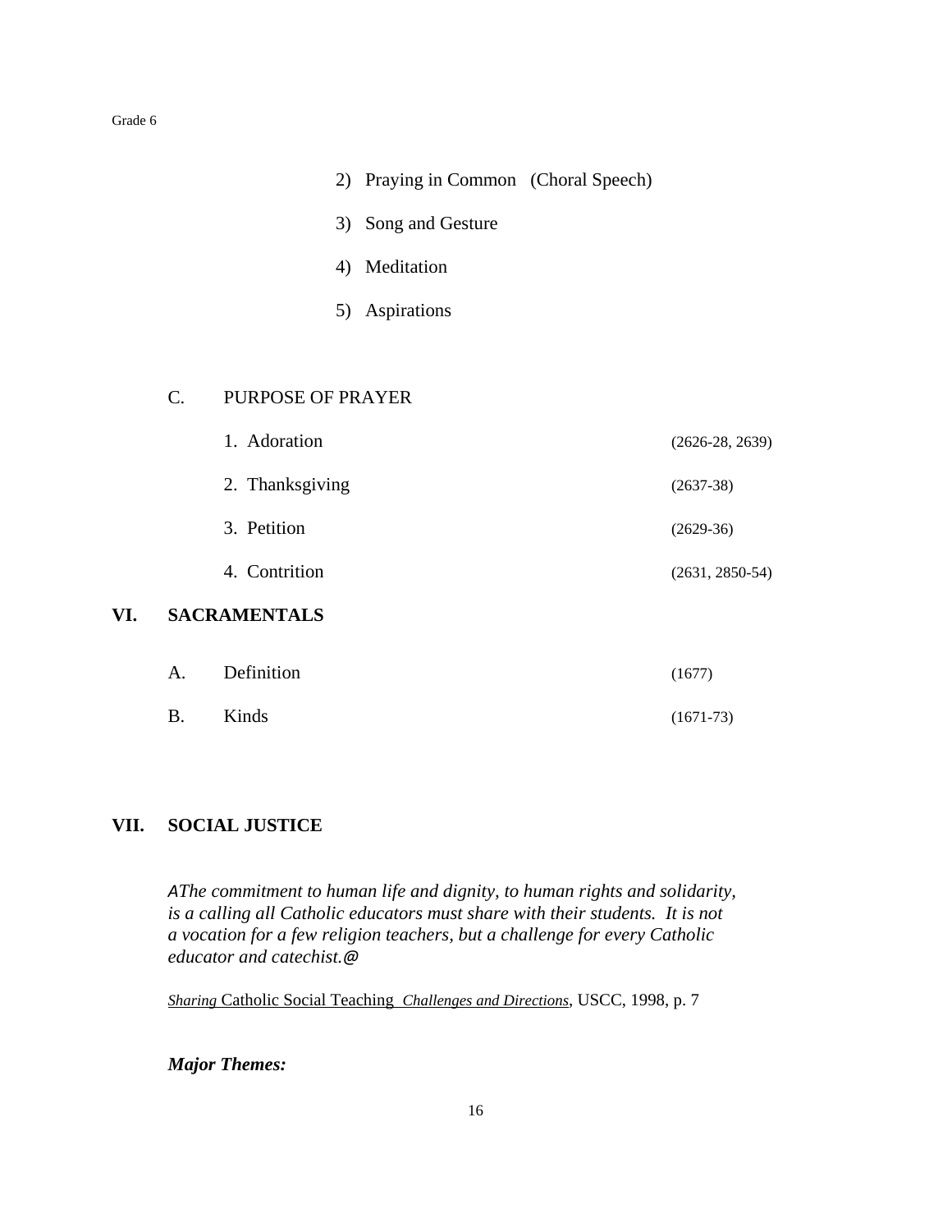2) Praying in Common (Choral Speech)

3) Song and Gesture

4) Meditation

5) Aspirations

C. PURPOSE OF PRAYER

1. Adoration (2626-28, 2639)

2. Thanksgiving (2637-38)

3. Petition (2629-36)

4. Contrition (2631, 2850-54)

## VI. SACRAMENTALS

A. Definition (1677)

B. Kinds (1671-73)

## VII. SOCIAL JUSTICE

*AThe commitment to human life and dignity, to human rights and solidarity, is a calling all Catholic educators must share with their students. It is not a vocation for a few religion teachers, but a challenge for every Catholic educator and catechist.@*

*Sharing* Catholic Social Teaching *Challenges and Directions*, USCC, 1998, p. 7

***Major Themes:***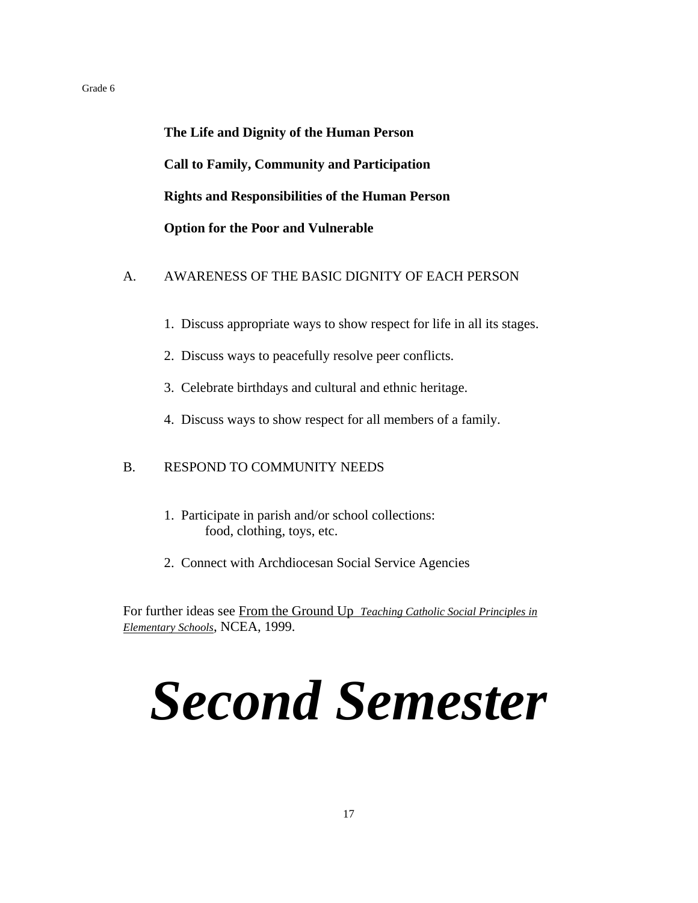**The Life and Dignity of the Human Person**

**Call to Family, Community and Participation**

**Rights and Responsibilities of the Human Person**

**Option for the Poor and Vulnerable**

A. AWARENESS OF THE BASIC DIGNITY OF EACH PERSON

1. Discuss appropriate ways to show respect for life in all its stages.
2. Discuss ways to peacefully resolve peer conflicts.
3. Celebrate birthdays and cultural and ethnic heritage.
4. Discuss ways to show respect for all members of a family.

B. RESPOND TO COMMUNITY NEEDS

1. Participate in parish and/or school collections:
   food, clothing, toys, etc.
2. Connect with Archdiocesan Social Service Agencies

For further ideas see From the Ground Up *Teaching Catholic Social Principles in Elementary Schools*, NCEA, 1999.

# ***Second Semester***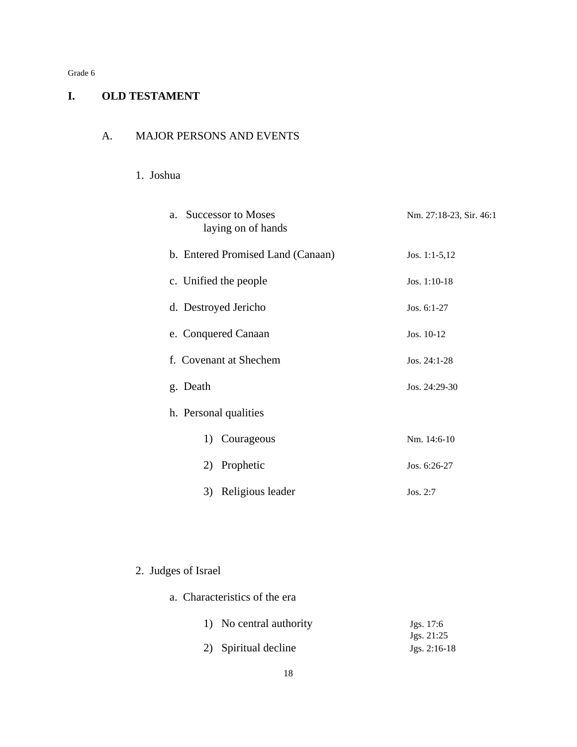Grade 6

# I. OLD TESTAMENT

## A. MAJOR PERSONS AND EVENTS

### 1. Joshua

| Item | Reference |
|---|---|
| a. Successor to Moses<br>laying on of hands | Nm. 27:18-23, Sir. 46:1 |
| b. Entered Promised Land (Canaan) | Jos. 1:1-5,12 |
| c. Unified the people | Jos. 1:10-18 |
| d. Destroyed Jericho | Jos. 6:1-27 |
| e. Conquered Canaan | Jos. 10-12 |
| f. Covenant at Shechem | Jos. 24:1-28 |
| g. Death | Jos. 24:29-30 |
| h. Personal qualities | |
| 1) Courageous | Nm. 14:6-10 |
| 2) Prophetic | Jos. 6:26-27 |
| 3) Religious leader | Jos. 2:7 |

### 2. Judges of Israel

a. Characteristics of the era

| Item | Reference |
|---|---|
| 1) No central authority | Jgs. 17:6<br>Jgs. 21:25 |
| 2) Spiritual decline | Jgs. 2:16-18 |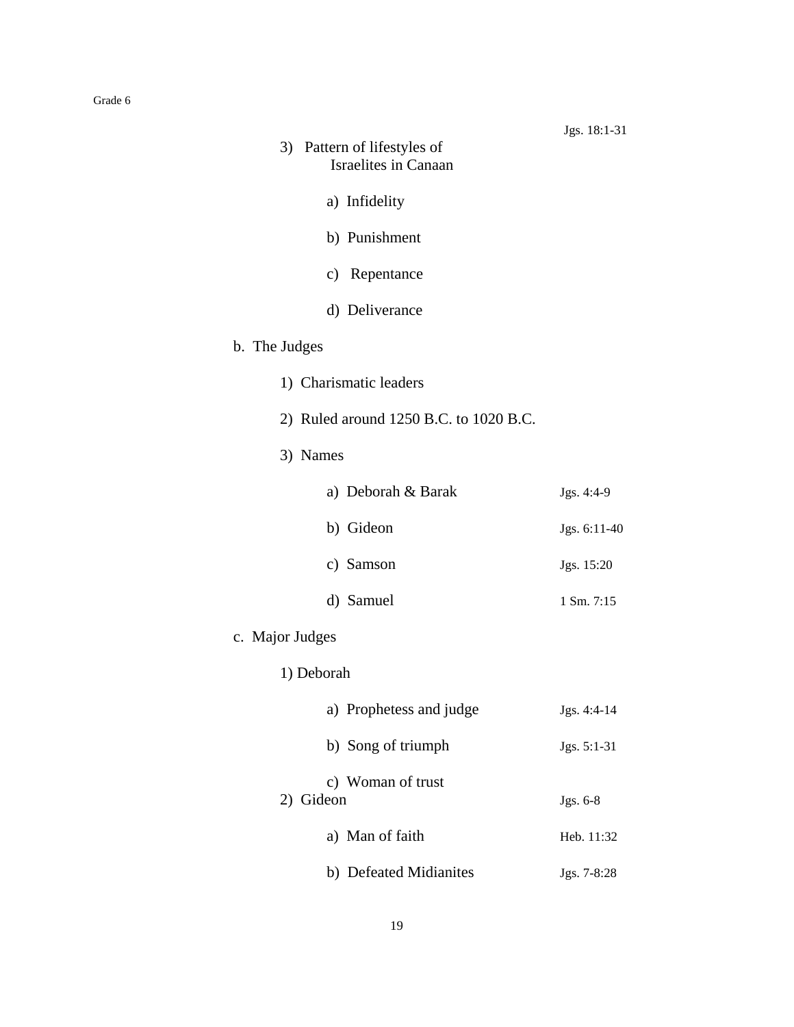3) Pattern of lifestyles of Israelites in Canaan — Jgs. 18:1-31

a) Infidelity

b) Punishment

c) Repentance

d) Deliverance

b. The Judges

1) Charismatic leaders

2) Ruled around 1250 B.C. to 1020 B.C.

3) Names

a) Deborah & Barak — Jgs. 4:4-9

b) Gideon — Jgs. 6:11-40

c) Samson — Jgs. 15:20

d) Samuel — 1 Sm. 7:15

c. Major Judges

1) Deborah

a) Prophetess and judge — Jgs. 4:4-14

b) Song of triumph — Jgs. 5:1-31

c) Woman of trust

2) Gideon — Jgs. 6-8

a) Man of faith — Heb. 11:32

b) Defeated Midianites — Jgs. 7-8:28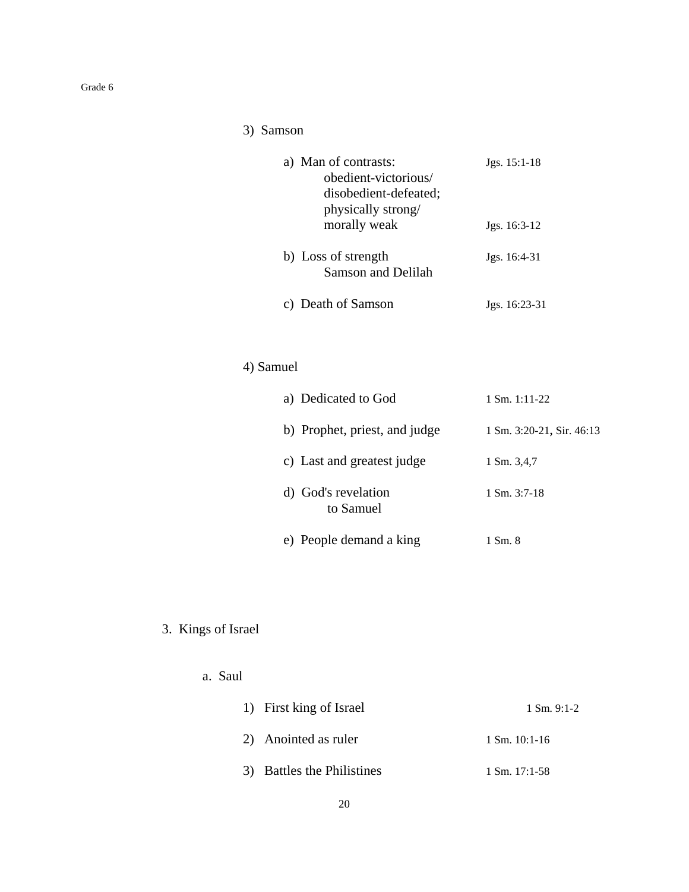3) Samson

a) Man of contrasts: obedient-victorious/ disobedient-defeated; physically strong/ morally weak — Jgs. 15:1-18; Jgs. 16:3-12

b) Loss of strength — Samson and Delilah — Jgs. 16:4-31

c) Death of Samson — Jgs. 16:23-31

4) Samuel

a) Dedicated to God — 1 Sm. 1:11-22

b) Prophet, priest, and judge — 1 Sm. 3:20-21, Sir. 46:13

c) Last and greatest judge — 1 Sm. 3,4,7

d) God's revelation to Samuel — 1 Sm. 3:7-18

e) People demand a king — 1 Sm. 8

3. Kings of Israel

a. Saul

1) First king of Israel — 1 Sm. 9:1-2

2) Anointed as ruler — 1 Sm. 10:1-16

3) Battles the Philistines — 1 Sm. 17:1-58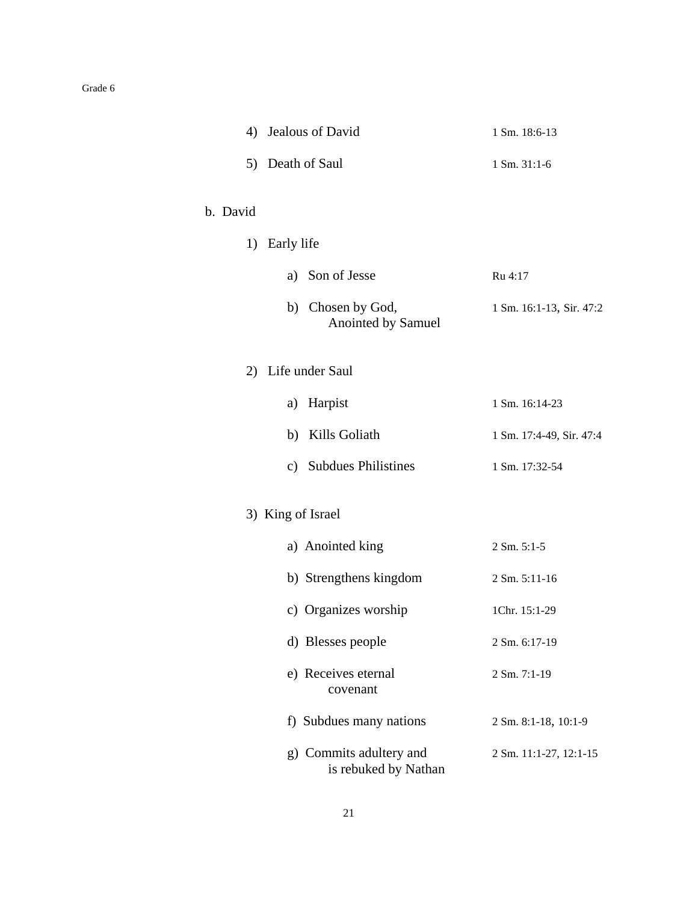4) Jealous of David — 1 Sm. 18:6-13

5) Death of Saul — 1 Sm. 31:1-6

b. David

1) Early life

a) Son of Jesse — Ru 4:17

b) Chosen by God, Anointed by Samuel — 1 Sm. 16:1-13, Sir. 47:2

2) Life under Saul

a) Harpist — 1 Sm. 16:14-23

b) Kills Goliath — 1 Sm. 17:4-49, Sir. 47:4

c) Subdues Philistines — 1 Sm. 17:32-54

3) King of Israel

a) Anointed king — 2 Sm. 5:1-5

b) Strengthens kingdom — 2 Sm. 5:11-16

c) Organizes worship — 1Chr. 15:1-29

d) Blesses people — 2 Sm. 6:17-19

e) Receives eternal covenant — 2 Sm. 7:1-19

f) Subdues many nations — 2 Sm. 8:1-18, 10:1-9

g) Commits adultery and is rebuked by Nathan — 2 Sm. 11:1-27, 12:1-15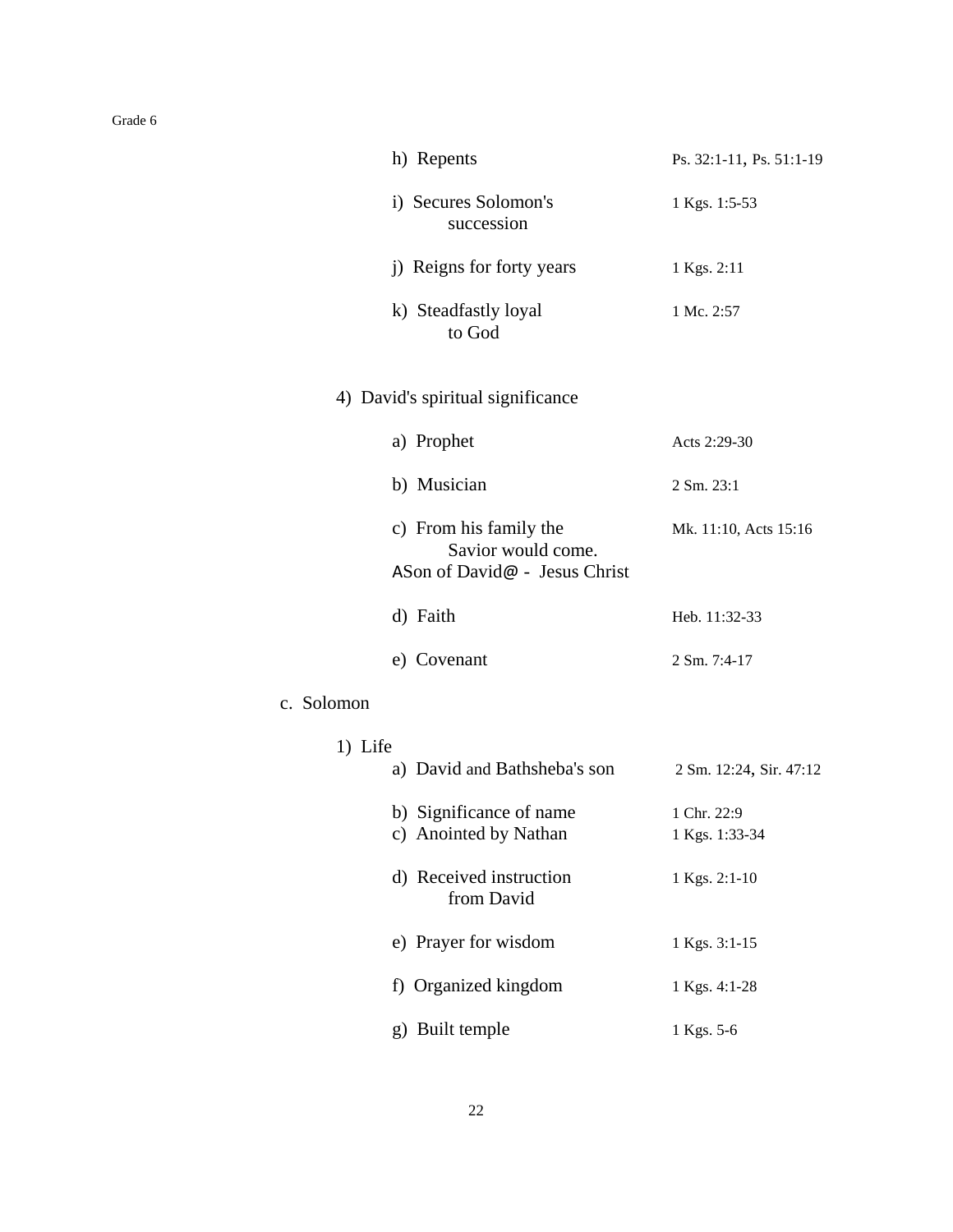| | |
|---|---|
| h) Repents | Ps. 32:1-11, Ps. 51:1-19 |
| i) Secures Solomon's succession | 1 Kgs. 1:5-53 |
| j) Reigns for forty years | 1 Kgs. 2:11 |
| k) Steadfastly loyal to God | 1 Mc. 2:57 |

4) David's spiritual significance

| | |
|---|---|
| a) Prophet | Acts 2:29-30 |
| b) Musician | 2 Sm. 23:1 |
| c) From his family the Savior would come. ASon of David@ - Jesus Christ | Mk. 11:10, Acts 15:16 |
| d) Faith | Heb. 11:32-33 |
| e) Covenant | 2 Sm. 7:4-17 |

c. Solomon

1) Life

| | |
|---|---|
| a) David and Bathsheba's son | 2 Sm. 12:24, Sir. 47:12 |
| b) Significance of name | 1 Chr. 22:9 |
| c) Anointed by Nathan | 1 Kgs. 1:33-34 |
| d) Received instruction from David | 1 Kgs. 2:1-10 |
| e) Prayer for wisdom | 1 Kgs. 3:1-15 |
| f) Organized kingdom | 1 Kgs. 4:1-28 |
| g) Built temple | 1 Kgs. 5-6 |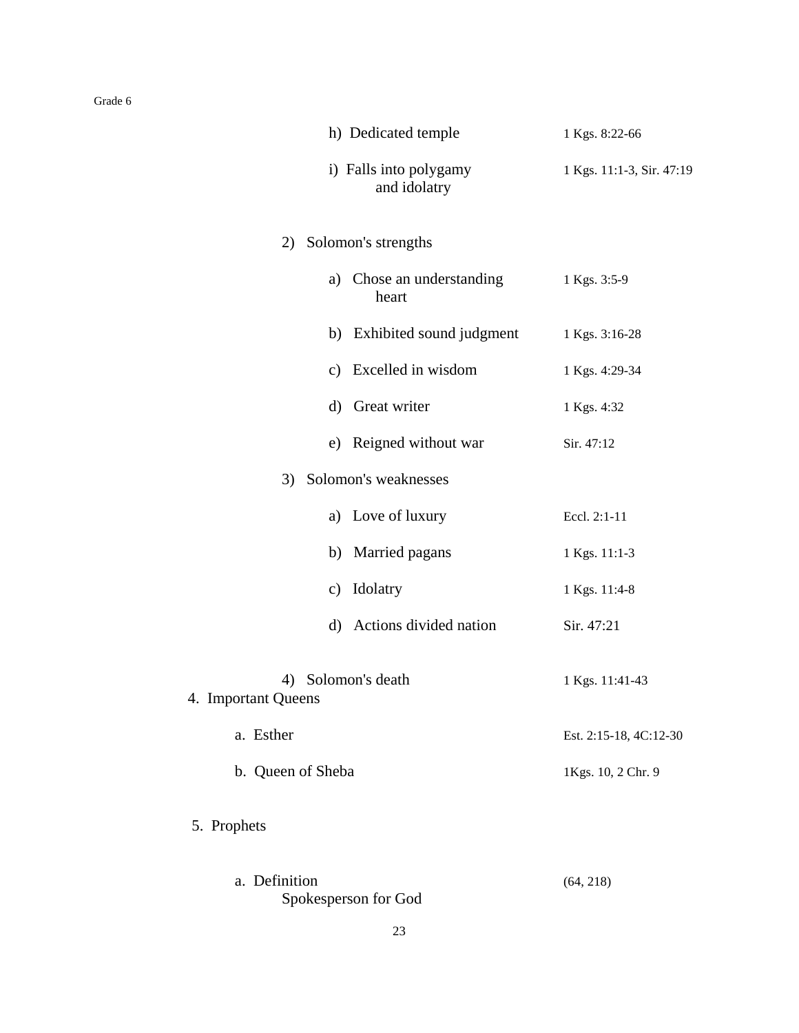h) Dedicated temple — 1 Kgs. 8:22-66

i) Falls into polygamy and idolatry — 1 Kgs. 11:1-3, Sir. 47:19

2) Solomon's strengths

a) Chose an understanding heart — 1 Kgs. 3:5-9

b) Exhibited sound judgment — 1 Kgs. 3:16-28

c) Excelled in wisdom — 1 Kgs. 4:29-34

d) Great writer — 1 Kgs. 4:32

e) Reigned without war — Sir. 47:12

3) Solomon's weaknesses

a) Love of luxury — Eccl. 2:1-11

b) Married pagans — 1 Kgs. 11:1-3

c) Idolatry — 1 Kgs. 11:4-8

d) Actions divided nation — Sir. 47:21

4) Solomon's death — 1 Kgs. 11:41-43

4. Important Queens

a. Esther — Est. 2:15-18, 4C:12-30

b. Queen of Sheba — 1Kgs. 10, 2 Chr. 9

5. Prophets

a. Definition — (64, 218)
Spokesperson for God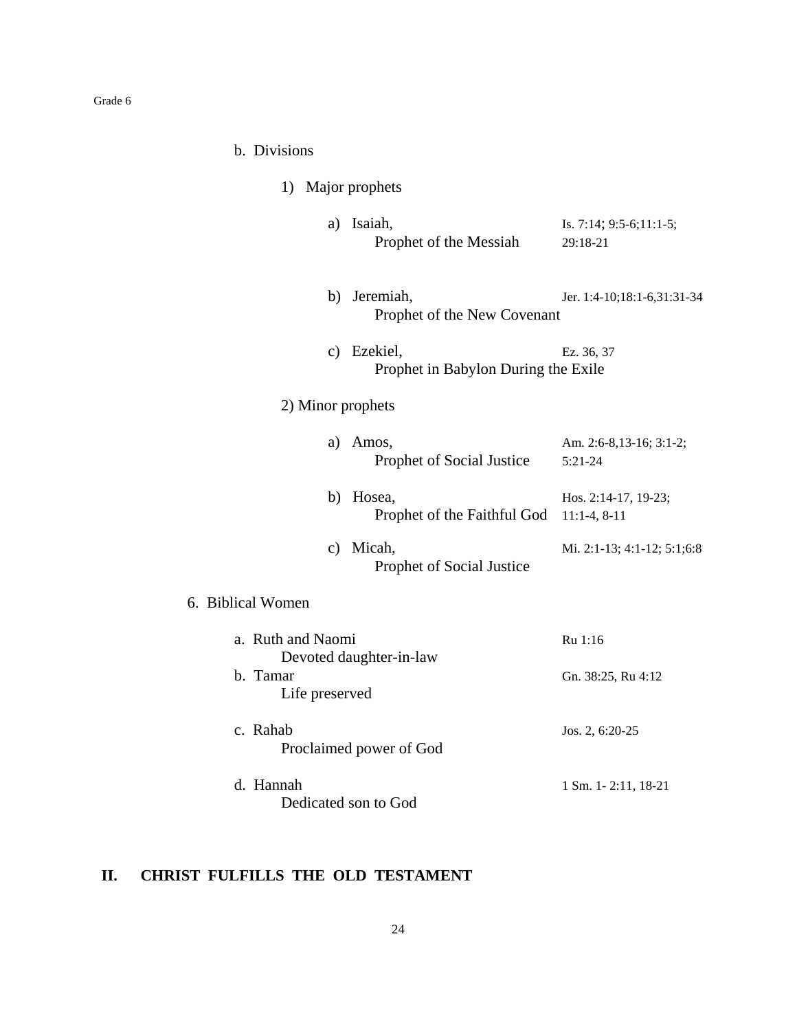b. Divisions

1) Major prophets

a) Isaiah, Prophet of the Messiah — Is. 7:14; 9:5-6;11:1-5; 29:18-21

b) Jeremiah, Prophet of the New Covenant — Jer. 1:4-10;18:1-6,31:31-34

c) Ezekiel, Prophet in Babylon During the Exile — Ez. 36, 37

2) Minor prophets

a) Amos, Prophet of Social Justice — Am. 2:6-8,13-16; 3:1-2; 5:21-24

b) Hosea, Prophet of the Faithful God — Hos. 2:14-17, 19-23; 11:1-4, 8-11

c) Micah, Prophet of Social Justice — Mi. 2:1-13; 4:1-12; 5:1;6:8

6. Biblical Women

a. Ruth and Naomi — Ru 1:16
Devoted daughter-in-law

b. Tamar — Gn. 38:25, Ru 4:12
Life preserved

c. Rahab — Jos. 2, 6:20-25
Proclaimed power of God

d. Hannah — 1 Sm. 1- 2:11, 18-21
Dedicated son to God

## II. CHRIST FULFILLS THE OLD TESTAMENT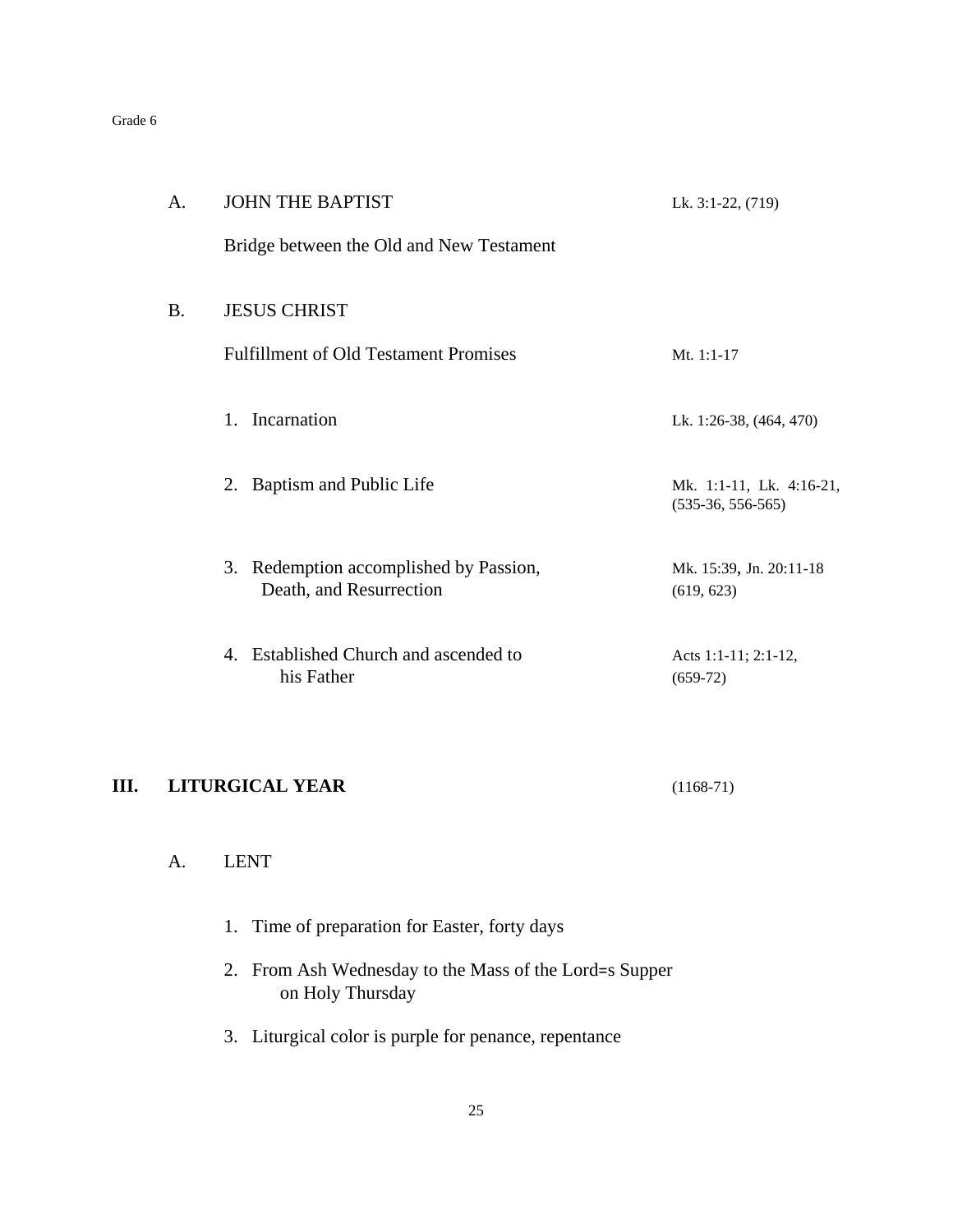A. JOHN THE BAPTIST — Lk. 3:1-22, (719)

Bridge between the Old and New Testament

B. JESUS CHRIST

Fulfillment of Old Testament Promises — Mt. 1:1-17

1. Incarnation — Lk. 1:26-38, (464, 470)

2. Baptism and Public Life — Mk. 1:1-11, Lk. 4:16-21, (535-36, 556-565)

3. Redemption accomplished by Passion, Death, and Resurrection — Mk. 15:39, Jn. 20:11-18 (619, 623)

4. Established Church and ascended to his Father — Acts 1:1-11; 2:1-12, (659-72)

## III. LITURGICAL YEAR (1168-71)

A. LENT

1. Time of preparation for Easter, forty days
2. From Ash Wednesday to the Mass of the Lord=s Supper on Holy Thursday
3. Liturgical color is purple for penance, repentance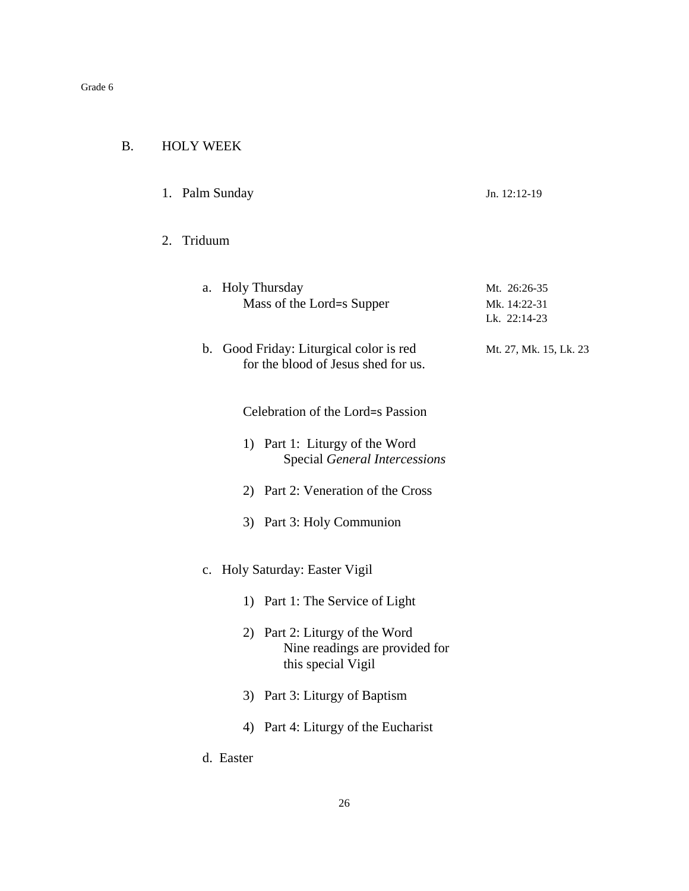## B. HOLY WEEK

1. Palm Sunday — Jn. 12:12-19

2. Triduum

   a. Holy Thursday
      Mass of the Lord=s Supper — Mt. 26:26-35, Mk. 14:22-31, Lk. 22:14-23

   b. Good Friday: Liturgical color is red for the blood of Jesus shed for us. — Mt. 27, Mk. 15, Lk. 23

      Celebration of the Lord=s Passion

      1) Part 1: Liturgy of the Word
         Special *General Intercessions*

      2) Part 2: Veneration of the Cross

      3) Part 3: Holy Communion

   c. Holy Saturday: Easter Vigil

      1) Part 1: The Service of Light

      2) Part 2: Liturgy of the Word
         Nine readings are provided for this special Vigil

      3) Part 3: Liturgy of Baptism

      4) Part 4: Liturgy of the Eucharist

   d. Easter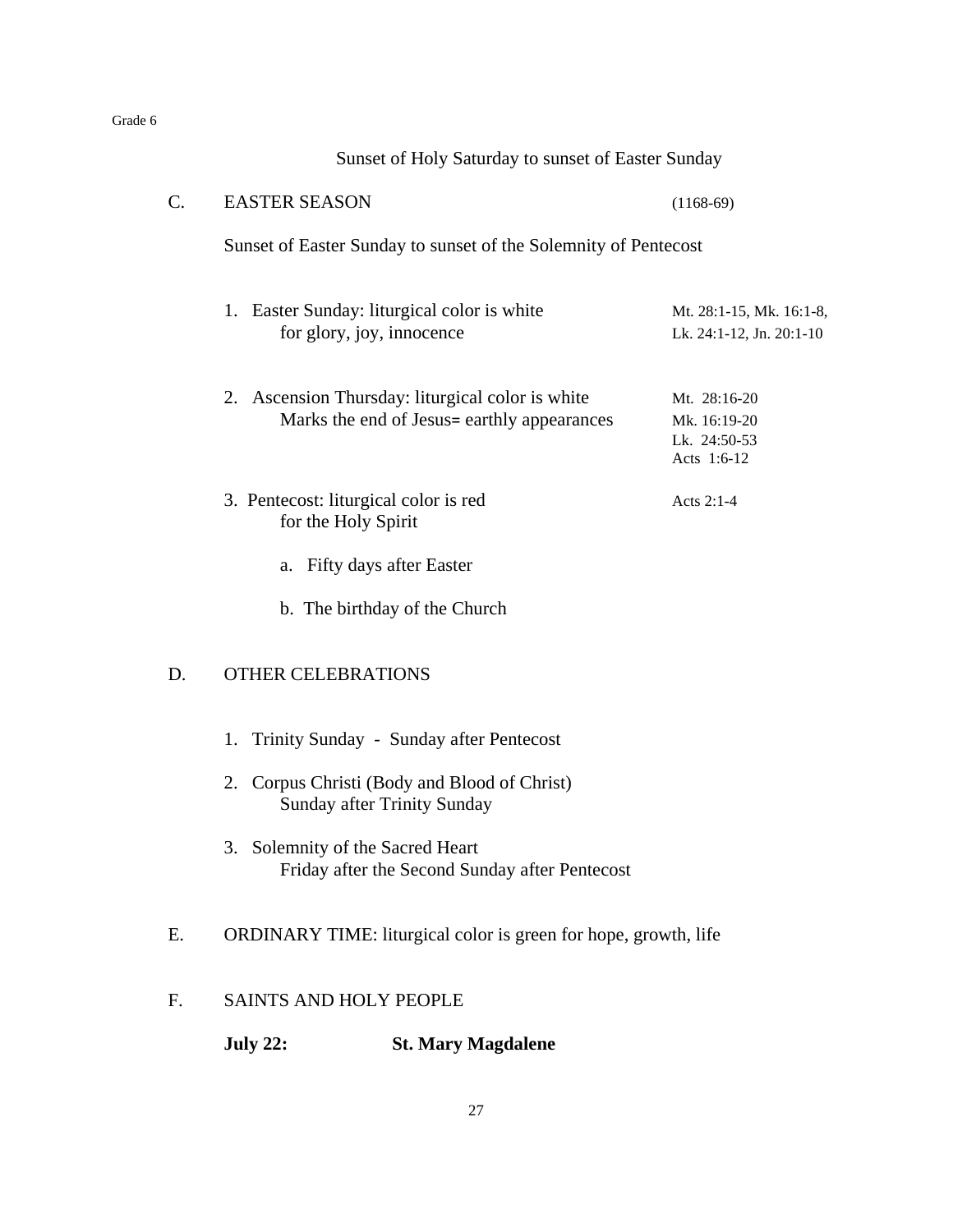Sunset of Holy Saturday to sunset of Easter Sunday

## C. EASTER SEASON (1168-69)

Sunset of Easter Sunday to sunset of the Solemnity of Pentecost

1. Easter Sunday: liturgical color is white for glory, joy, innocence — Mt. 28:1-15, Mk. 16:1-8, Lk. 24:1-12, Jn. 20:1-10

2. Ascension Thursday: liturgical color is white
   Marks the end of Jesus= earthly appearances — Mt. 28:16-20, Mk. 16:19-20, Lk. 24:50-53, Acts 1:6-12

3. Pentecost: liturgical color is red for the Holy Spirit — Acts 2:1-4

   a. Fifty days after Easter

   b. The birthday of the Church

## D. OTHER CELEBRATIONS

1. Trinity Sunday - Sunday after Pentecost

2. Corpus Christi (Body and Blood of Christ)
   Sunday after Trinity Sunday

3. Solemnity of the Sacred Heart
   Friday after the Second Sunday after Pentecost

## E. ORDINARY TIME: liturgical color is green for hope, growth, life

## F. SAINTS AND HOLY PEOPLE

**July 22:** **St. Mary Magdalene**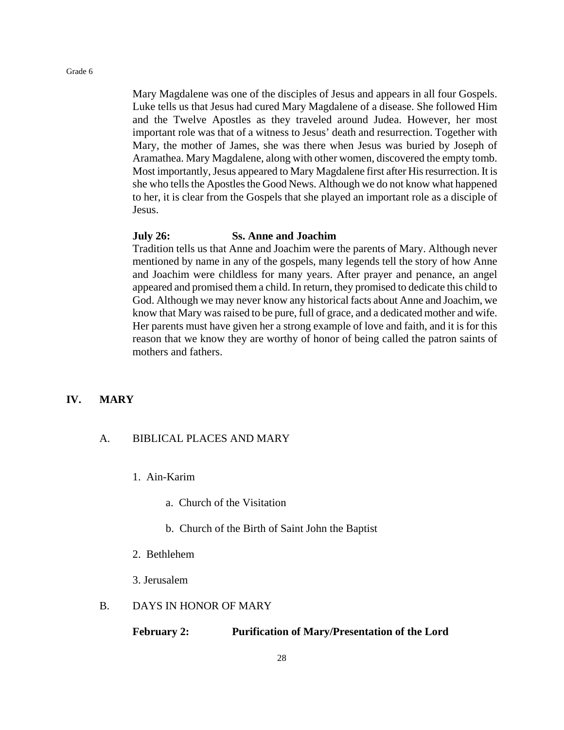Mary Magdalene was one of the disciples of Jesus and appears in all four Gospels. Luke tells us that Jesus had cured Mary Magdalene of a disease. She followed Him and the Twelve Apostles as they traveled around Judea. However, her most important role was that of a witness to Jesus' death and resurrection. Together with Mary, the mother of James, she was there when Jesus was buried by Joseph of Aramathea. Mary Magdalene, along with other women, discovered the empty tomb. Most importantly, Jesus appeared to Mary Magdalene first after His resurrection. It is she who tells the Apostles the Good News. Although we do not know what happened to her, it is clear from the Gospels that she played an important role as a disciple of Jesus.

**July 26:** **Ss. Anne and Joachim**

Tradition tells us that Anne and Joachim were the parents of Mary. Although never mentioned by name in any of the gospels, many legends tell the story of how Anne and Joachim were childless for many years. After prayer and penance, an angel appeared and promised them a child. In return, they promised to dedicate this child to God. Although we may never know any historical facts about Anne and Joachim, we know that Mary was raised to be pure, full of grace, and a dedicated mother and wife. Her parents must have given her a strong example of love and faith, and it is for this reason that we know they are worthy of honor of being called the patron saints of mothers and fathers.

## IV. MARY

### A. BIBLICAL PLACES AND MARY

1. Ain-Karim
   - a. Church of the Visitation
   - b. Church of the Birth of Saint John the Baptist
2. Bethlehem
3. Jerusalem

### B. DAYS IN HONOR OF MARY

**February 2:** **Purification of Mary/Presentation of the Lord**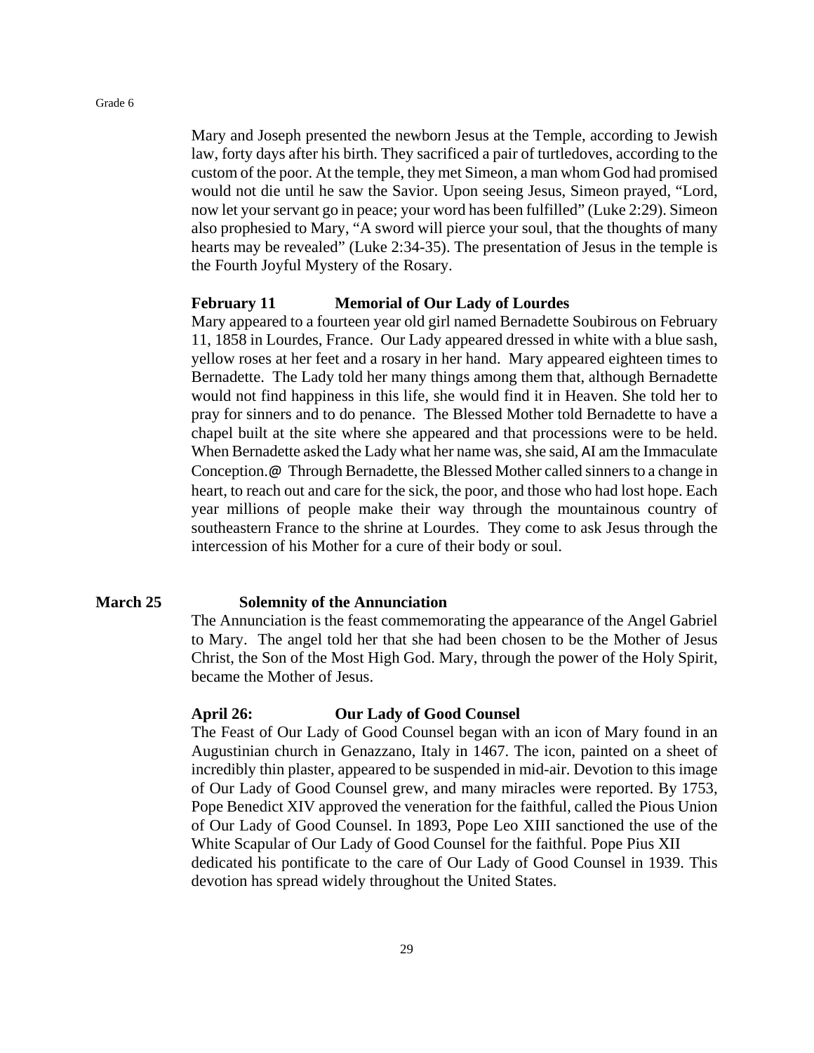Mary and Joseph presented the newborn Jesus at the Temple, according to Jewish law, forty days after his birth. They sacrificed a pair of turtledoves, according to the custom of the poor. At the temple, they met Simeon, a man whom God had promised would not die until he saw the Savior. Upon seeing Jesus, Simeon prayed, "Lord, now let your servant go in peace; your word has been fulfilled" (Luke 2:29). Simeon also prophesied to Mary, "A sword will pierce your soul, that the thoughts of many hearts may be revealed" (Luke 2:34-35). The presentation of Jesus in the temple is the Fourth Joyful Mystery of the Rosary.

**February 11 Memorial of Our Lady of Lourdes**

Mary appeared to a fourteen year old girl named Bernadette Soubirous on February 11, 1858 in Lourdes, France. Our Lady appeared dressed in white with a blue sash, yellow roses at her feet and a rosary in her hand. Mary appeared eighteen times to Bernadette. The Lady told her many things among them that, although Bernadette would not find happiness in this life, she would find it in Heaven. She told her to pray for sinners and to do penance. The Blessed Mother told Bernadette to have a chapel built at the site where she appeared and that processions were to be held. When Bernadette asked the Lady what her name was, she said, AI am the Immaculate Conception.@ Through Bernadette, the Blessed Mother called sinners to a change in heart, to reach out and care for the sick, the poor, and those who had lost hope. Each year millions of people make their way through the mountainous country of southeastern France to the shrine at Lourdes. They come to ask Jesus through the intercession of his Mother for a cure of their body or soul.

**March 25 Solemnity of the Annunciation**

The Annunciation is the feast commemorating the appearance of the Angel Gabriel to Mary. The angel told her that she had been chosen to be the Mother of Jesus Christ, the Son of the Most High God. Mary, through the power of the Holy Spirit, became the Mother of Jesus.

**April 26: Our Lady of Good Counsel**

The Feast of Our Lady of Good Counsel began with an icon of Mary found in an Augustinian church in Genazzano, Italy in 1467. The icon, painted on a sheet of incredibly thin plaster, appeared to be suspended in mid-air. Devotion to this image of Our Lady of Good Counsel grew, and many miracles were reported. By 1753, Pope Benedict XIV approved the veneration for the faithful, called the Pious Union of Our Lady of Good Counsel. In 1893, Pope Leo XIII sanctioned the use of the White Scapular of Our Lady of Good Counsel for the faithful. Pope Pius XII dedicated his pontificate to the care of Our Lady of Good Counsel in 1939. This devotion has spread widely throughout the United States.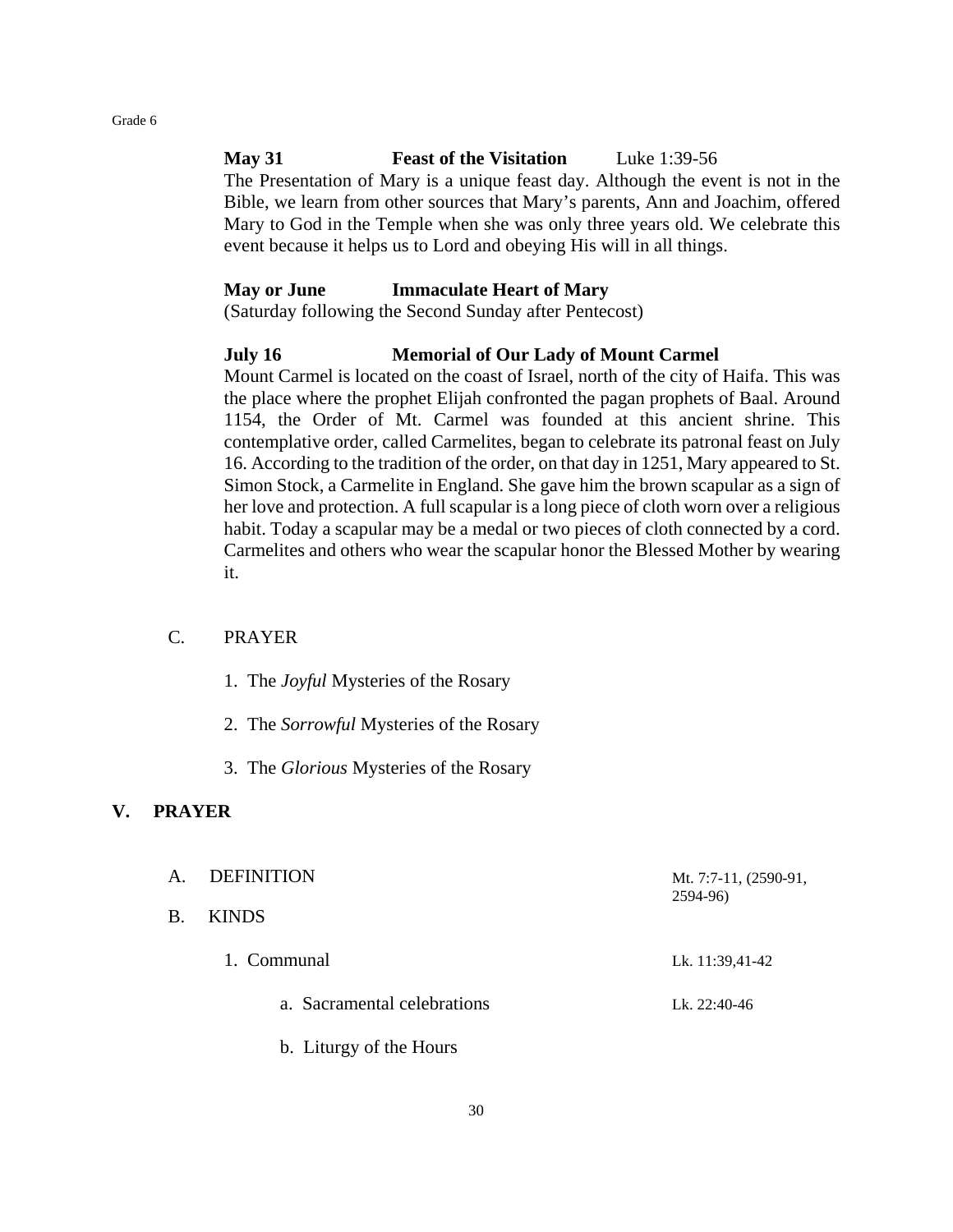**May 31** **Feast of the Visitation** Luke 1:39-56

The Presentation of Mary is a unique feast day. Although the event is not in the Bible, we learn from other sources that Mary's parents, Ann and Joachim, offered Mary to God in the Temple when she was only three years old. We celebrate this event because it helps us to Lord and obeying His will in all things.

**May or June** **Immaculate Heart of Mary**

(Saturday following the Second Sunday after Pentecost)

**July 16** **Memorial of Our Lady of Mount Carmel**

Mount Carmel is located on the coast of Israel, north of the city of Haifa. This was the place where the prophet Elijah confronted the pagan prophets of Baal. Around 1154, the Order of Mt. Carmel was founded at this ancient shrine. This contemplative order, called Carmelites, began to celebrate its patronal feast on July 16. According to the tradition of the order, on that day in 1251, Mary appeared to St. Simon Stock, a Carmelite in England. She gave him the brown scapular as a sign of her love and protection. A full scapular is a long piece of cloth worn over a religious habit. Today a scapular may be a medal or two pieces of cloth connected by a cord. Carmelites and others who wear the scapular honor the Blessed Mother by wearing it.

C. PRAYER

1. The *Joyful* Mysteries of the Rosary
2. The *Sorrowful* Mysteries of the Rosary
3. The *Glorious* Mysteries of the Rosary

## V. PRAYER

A. DEFINITION — Mt. 7:7-11, (2590-91, 2594-96)

B. KINDS

1. Communal — Lk. 11:39,41-42
   a. Sacramental celebrations — Lk. 22:40-46
   b. Liturgy of the Hours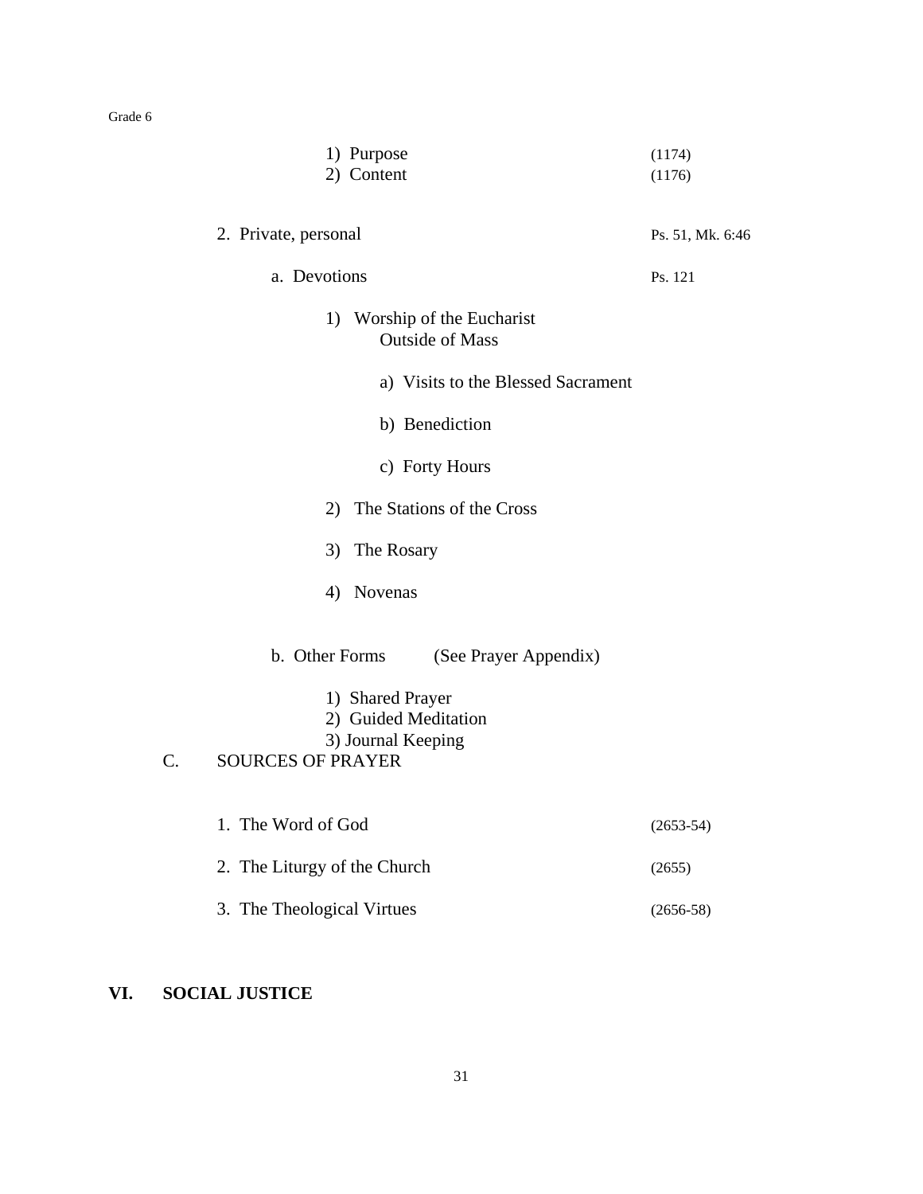1) Purpose (1174)
2) Content (1176)

2. Private, personal — Ps. 51, Mk. 6:46

a. Devotions — Ps. 121

1) Worship of the Eucharist Outside of Mass

a) Visits to the Blessed Sacrament

b) Benediction

c) Forty Hours

2) The Stations of the Cross

3) The Rosary

4) Novenas

b. Other Forms (See Prayer Appendix)

1) Shared Prayer
2) Guided Meditation
3) Journal Keeping

C. SOURCES OF PRAYER

1. The Word of God (2653-54)

2. The Liturgy of the Church (2655)

3. The Theological Virtues (2656-58)

## VI. SOCIAL JUSTICE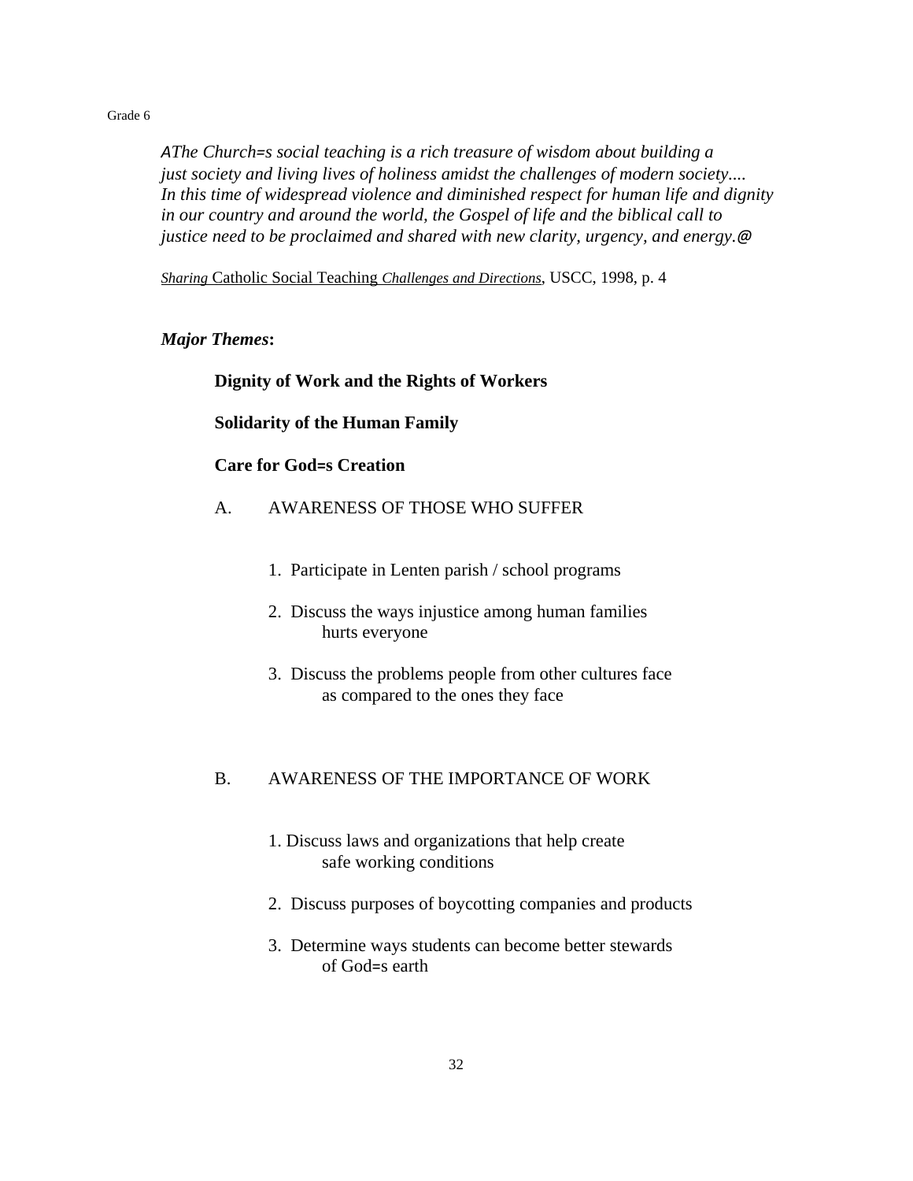Grade 6

*AThe Church=s social teaching is a rich treasure of wisdom about building a just society and living lives of holiness amidst the challenges of modern society.... In this time of widespread violence and diminished respect for human life and dignity in our country and around the world, the Gospel of life and the biblical call to justice need to be proclaimed and shared with new clarity, urgency, and energy.@*

*Sharing* Catholic Social Teaching *Challenges and Directions*, USCC, 1998, p. 4

***Major Themes*:**

**Dignity of Work and the Rights of Workers**

**Solidarity of the Human Family**

**Care for God=s Creation**

A. AWARENESS OF THOSE WHO SUFFER

1. Participate in Lenten parish / school programs
2. Discuss the ways injustice among human families hurts everyone
3. Discuss the problems people from other cultures face as compared to the ones they face

B. AWARENESS OF THE IMPORTANCE OF WORK

1. Discuss laws and organizations that help create safe working conditions
2. Discuss purposes of boycotting companies and products
3. Determine ways students can become better stewards of God=s earth